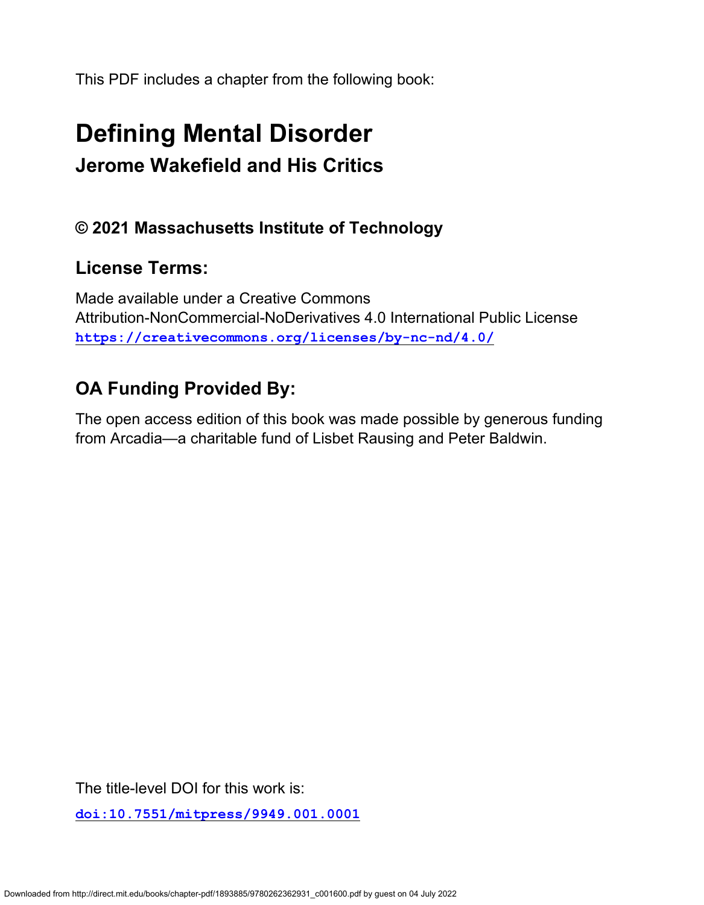This PDF includes a chapter from the following book:

# Defining Mental Disorder

## Jerome Wakefield and His Critics

### © 2021 Massachusetts Institute of Technology

### License Terms:

Made available under a Creative Commons Attribution-NonCommercial-NoDerivatives 4.0 International Public License
https://creativecommons.org/licenses/by-nc-nd/4.0/

### OA Funding Provided By:

The open access edition of this book was made possible by generous funding from Arcadia—a charitable fund of Lisbet Rausing and Peter Baldwin.

The title-level DOI for this work is:

doi:10.7551/mitpress/9949.001.0001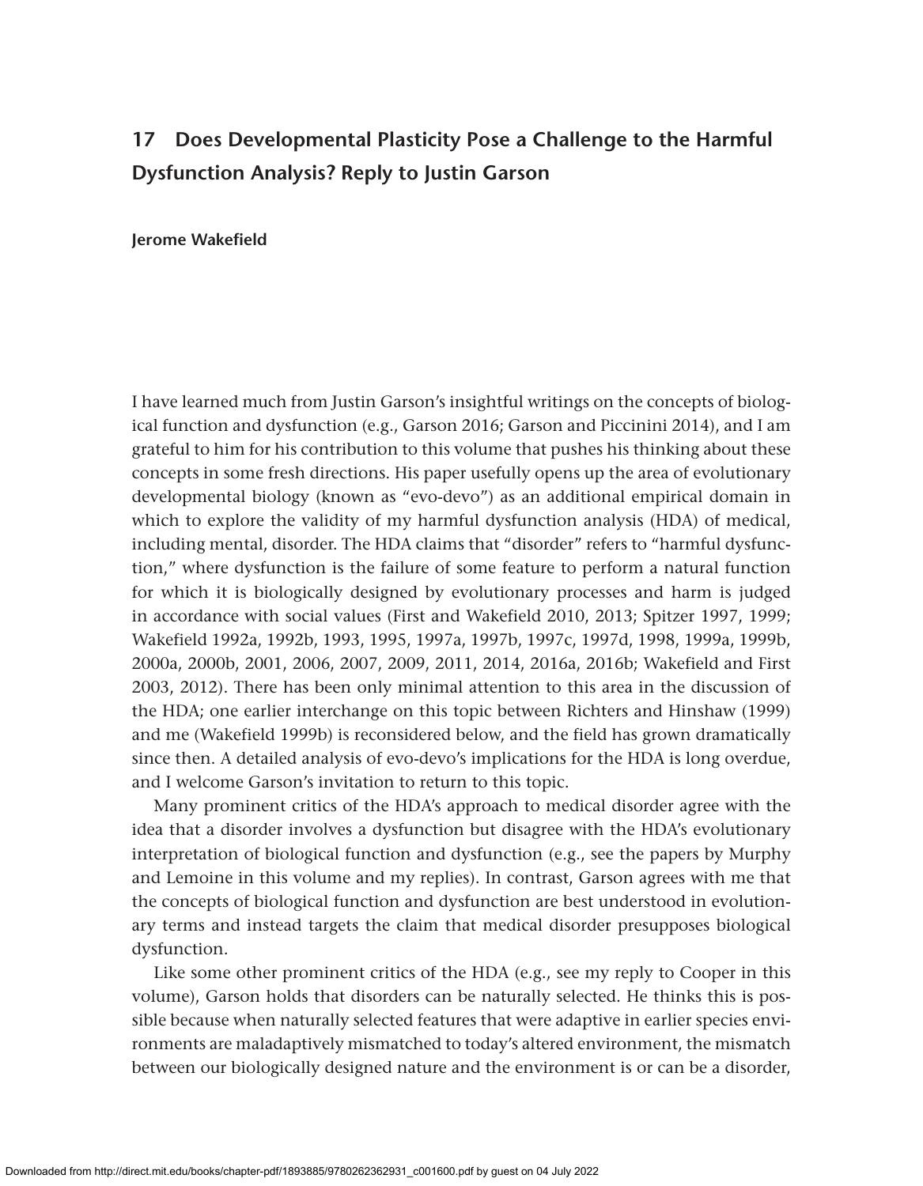# 17 Does Developmental Plasticity Pose a Challenge to the Harmful Dysfunction Analysis? Reply to Justin Garson

**Jerome Wakefield**

I have learned much from Justin Garson's insightful writings on the concepts of biological function and dysfunction (e.g., Garson 2016; Garson and Piccinini 2014), and I am grateful to him for his contribution to this volume that pushes his thinking about these concepts in some fresh directions. His paper usefully opens up the area of evolutionary developmental biology (known as "evo-devo") as an additional empirical domain in which to explore the validity of my harmful dysfunction analysis (HDA) of medical, including mental, disorder. The HDA claims that "disorder" refers to "harmful dysfunction," where dysfunction is the failure of some feature to perform a natural function for which it is biologically designed by evolutionary processes and harm is judged in accordance with social values (First and Wakefield 2010, 2013; Spitzer 1997, 1999; Wakefield 1992a, 1992b, 1993, 1995, 1997a, 1997b, 1997c, 1997d, 1998, 1999a, 1999b, 2000a, 2000b, 2001, 2006, 2007, 2009, 2011, 2014, 2016a, 2016b; Wakefield and First 2003, 2012). There has been only minimal attention to this area in the discussion of the HDA; one earlier interchange on this topic between Richters and Hinshaw (1999) and me (Wakefield 1999b) is reconsidered below, and the field has grown dramatically since then. A detailed analysis of evo-devo's implications for the HDA is long overdue, and I welcome Garson's invitation to return to this topic.

Many prominent critics of the HDA's approach to medical disorder agree with the idea that a disorder involves a dysfunction but disagree with the HDA's evolutionary interpretation of biological function and dysfunction (e.g., see the papers by Murphy and Lemoine in this volume and my replies). In contrast, Garson agrees with me that the concepts of biological function and dysfunction are best understood in evolutionary terms and instead targets the claim that medical disorder presupposes biological dysfunction.

Like some other prominent critics of the HDA (e.g., see my reply to Cooper in this volume), Garson holds that disorders can be naturally selected. He thinks this is possible because when naturally selected features that were adaptive in earlier species environments are maladaptively mismatched to today's altered environment, the mismatch between our biologically designed nature and the environment is or can be a disorder,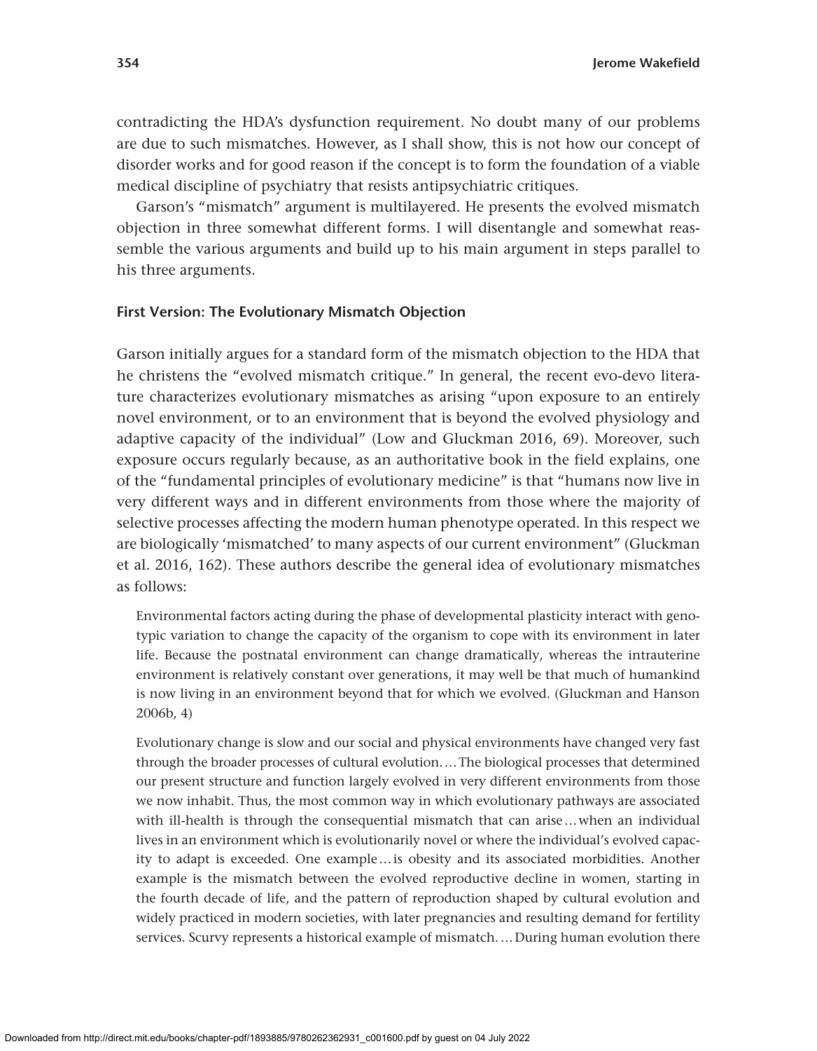contradicting the HDA's dysfunction requirement. No doubt many of our problems are due to such mismatches. However, as I shall show, this is not how our concept of disorder works and for good reason if the concept is to form the foundation of a viable medical discipline of psychiatry that resists antipsychiatric critiques.

Garson's "mismatch" argument is multilayered. He presents the evolved mismatch objection in three somewhat different forms. I will disentangle and somewhat reassemble the various arguments and build up to his main argument in steps parallel to his three arguments.

### First Version: The Evolutionary Mismatch Objection

Garson initially argues for a standard form of the mismatch objection to the HDA that he christens the "evolved mismatch critique." In general, the recent evo-devo literature characterizes evolutionary mismatches as arising "upon exposure to an entirely novel environment, or to an environment that is beyond the evolved physiology and adaptive capacity of the individual" (Low and Gluckman 2016, 69). Moreover, such exposure occurs regularly because, as an authoritative book in the field explains, one of the "fundamental principles of evolutionary medicine" is that "humans now live in very different ways and in different environments from those where the majority of selective processes affecting the modern human phenotype operated. In this respect we are biologically 'mismatched' to many aspects of our current environment" (Gluckman et al. 2016, 162). These authors describe the general idea of evolutionary mismatches as follows:

> Environmental factors acting during the phase of developmental plasticity interact with genotypic variation to change the capacity of the organism to cope with its environment in later life. Because the postnatal environment can change dramatically, whereas the intrauterine environment is relatively constant over generations, it may well be that much of humankind is now living in an environment beyond that for which we evolved. (Gluckman and Hanson 2006b, 4)

> Evolutionary change is slow and our social and physical environments have changed very fast through the broader processes of cultural evolution.… The biological processes that determined our present structure and function largely evolved in very different environments from those we now inhabit. Thus, the most common way in which evolutionary pathways are associated with ill-health is through the consequential mismatch that can arise… when an individual lives in an environment which is evolutionarily novel or where the individual's evolved capacity to adapt is exceeded. One example… is obesity and its associated morbidities. Another example is the mismatch between the evolved reproductive decline in women, starting in the fourth decade of life, and the pattern of reproduction shaped by cultural evolution and widely practiced in modern societies, with later pregnancies and resulting demand for fertility services. Scurvy represents a historical example of mismatch.… During human evolution there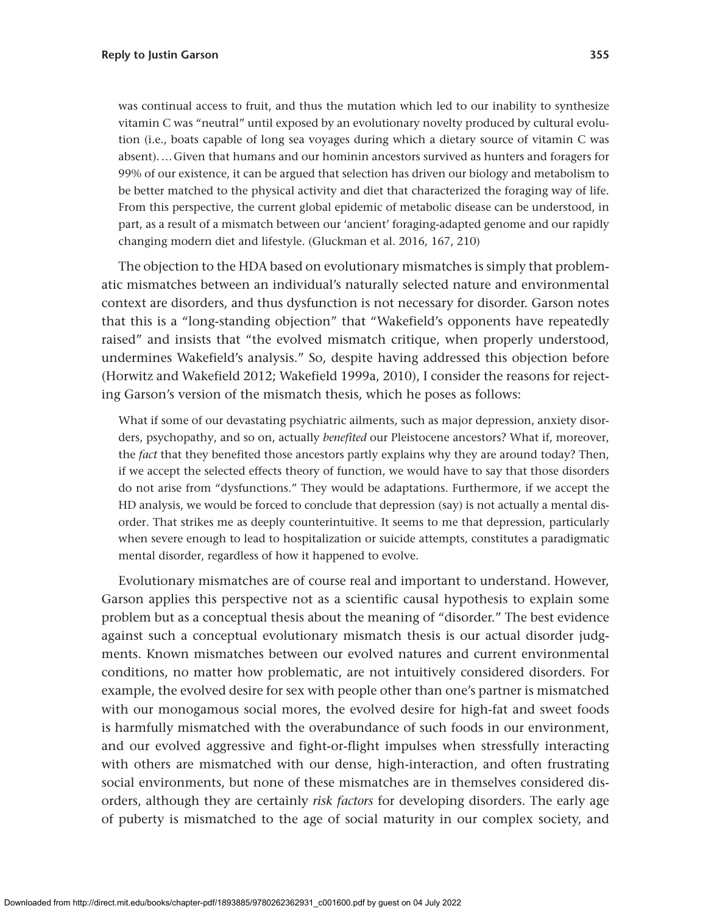was continual access to fruit, and thus the mutation which led to our inability to synthesize vitamin C was "neutral" until exposed by an evolutionary novelty produced by cultural evolution (i.e., boats capable of long sea voyages during which a dietary source of vitamin C was absent). … Given that humans and our hominin ancestors survived as hunters and foragers for 99% of our existence, it can be argued that selection has driven our biology and metabolism to be better matched to the physical activity and diet that characterized the foraging way of life. From this perspective, the current global epidemic of metabolic disease can be understood, in part, as a result of a mismatch between our 'ancient' foraging-adapted genome and our rapidly changing modern diet and lifestyle. (Gluckman et al. 2016, 167, 210)

The objection to the HDA based on evolutionary mismatches is simply that problematic mismatches between an individual's naturally selected nature and environmental context are disorders, and thus dysfunction is not necessary for disorder. Garson notes that this is a "long-standing objection" that "Wakefield's opponents have repeatedly raised" and insists that "the evolved mismatch critique, when properly understood, undermines Wakefield's analysis." So, despite having addressed this objection before (Horwitz and Wakefield 2012; Wakefield 1999a, 2010), I consider the reasons for rejecting Garson's version of the mismatch thesis, which he poses as follows:

> What if some of our devastating psychiatric ailments, such as major depression, anxiety disorders, psychopathy, and so on, actually *benefited* our Pleistocene ancestors? What if, moreover, the *fact* that they benefited those ancestors partly explains why they are around today? Then, if we accept the selected effects theory of function, we would have to say that those disorders do not arise from "dysfunctions." They would be adaptations. Furthermore, if we accept the HD analysis, we would be forced to conclude that depression (say) is not actually a mental disorder. That strikes me as deeply counterintuitive. It seems to me that depression, particularly when severe enough to lead to hospitalization or suicide attempts, constitutes a paradigmatic mental disorder, regardless of how it happened to evolve.

Evolutionary mismatches are of course real and important to understand. However, Garson applies this perspective not as a scientific causal hypothesis to explain some problem but as a conceptual thesis about the meaning of "disorder." The best evidence against such a conceptual evolutionary mismatch thesis is our actual disorder judgments. Known mismatches between our evolved natures and current environmental conditions, no matter how problematic, are not intuitively considered disorders. For example, the evolved desire for sex with people other than one's partner is mismatched with our monogamous social mores, the evolved desire for high-fat and sweet foods is harmfully mismatched with the overabundance of such foods in our environment, and our evolved aggressive and fight-or-flight impulses when stressfully interacting with others are mismatched with our dense, high-interaction, and often frustrating social environments, but none of these mismatches are in themselves considered disorders, although they are certainly *risk factors* for developing disorders. The early age of puberty is mismatched to the age of social maturity in our complex society, and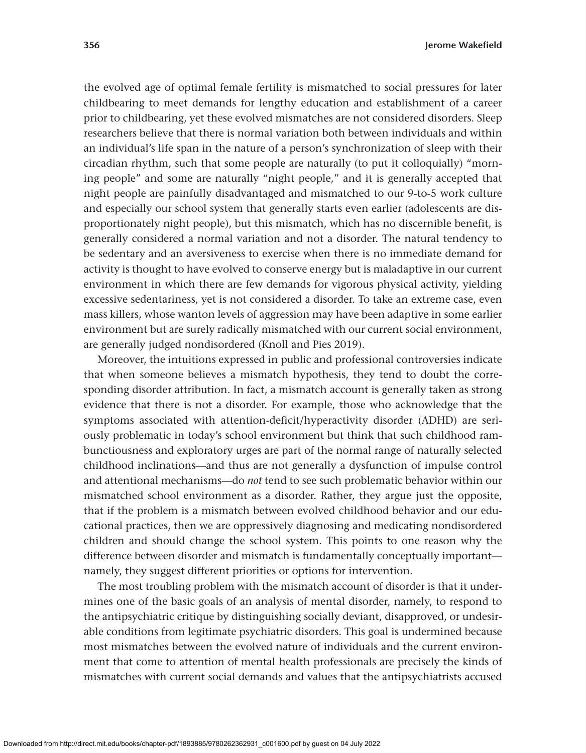the evolved age of optimal female fertility is mismatched to social pressures for later childbearing to meet demands for lengthy education and establishment of a career prior to childbearing, yet these evolved mismatches are not considered disorders. Sleep researchers believe that there is normal variation both between individuals and within an individual's life span in the nature of a person's synchronization of sleep with their circadian rhythm, such that some people are naturally (to put it colloquially) "morning people" and some are naturally "night people," and it is generally accepted that night people are painfully disadvantaged and mismatched to our 9-to-5 work culture and especially our school system that generally starts even earlier (adolescents are disproportionately night people), but this mismatch, which has no discernible benefit, is generally considered a normal variation and not a disorder. The natural tendency to be sedentary and an aversiveness to exercise when there is no immediate demand for activity is thought to have evolved to conserve energy but is maladaptive in our current environment in which there are few demands for vigorous physical activity, yielding excessive sedentariness, yet is not considered a disorder. To take an extreme case, even mass killers, whose wanton levels of aggression may have been adaptive in some earlier environment but are surely radically mismatched with our current social environment, are generally judged nondisordered (Knoll and Pies 2019).

Moreover, the intuitions expressed in public and professional controversies indicate that when someone believes a mismatch hypothesis, they tend to doubt the corresponding disorder attribution. In fact, a mismatch account is generally taken as strong evidence that there is not a disorder. For example, those who acknowledge that the symptoms associated with attention-deficit/hyperactivity disorder (ADHD) are seriously problematic in today's school environment but think that such childhood rambunctiousness and exploratory urges are part of the normal range of naturally selected childhood inclinations—and thus are not generally a dysfunction of impulse control and attentional mechanisms—do *not* tend to see such problematic behavior within our mismatched school environment as a disorder. Rather, they argue just the opposite, that if the problem is a mismatch between evolved childhood behavior and our educational practices, then we are oppressively diagnosing and medicating nondisordered children and should change the school system. This points to one reason why the difference between disorder and mismatch is fundamentally conceptually important—namely, they suggest different priorities or options for intervention.

The most troubling problem with the mismatch account of disorder is that it undermines one of the basic goals of an analysis of mental disorder, namely, to respond to the antipsychiatric critique by distinguishing socially deviant, disapproved, or undesirable conditions from legitimate psychiatric disorders. This goal is undermined because most mismatches between the evolved nature of individuals and the current environment that come to attention of mental health professionals are precisely the kinds of mismatches with current social demands and values that the antipsychiatrists accused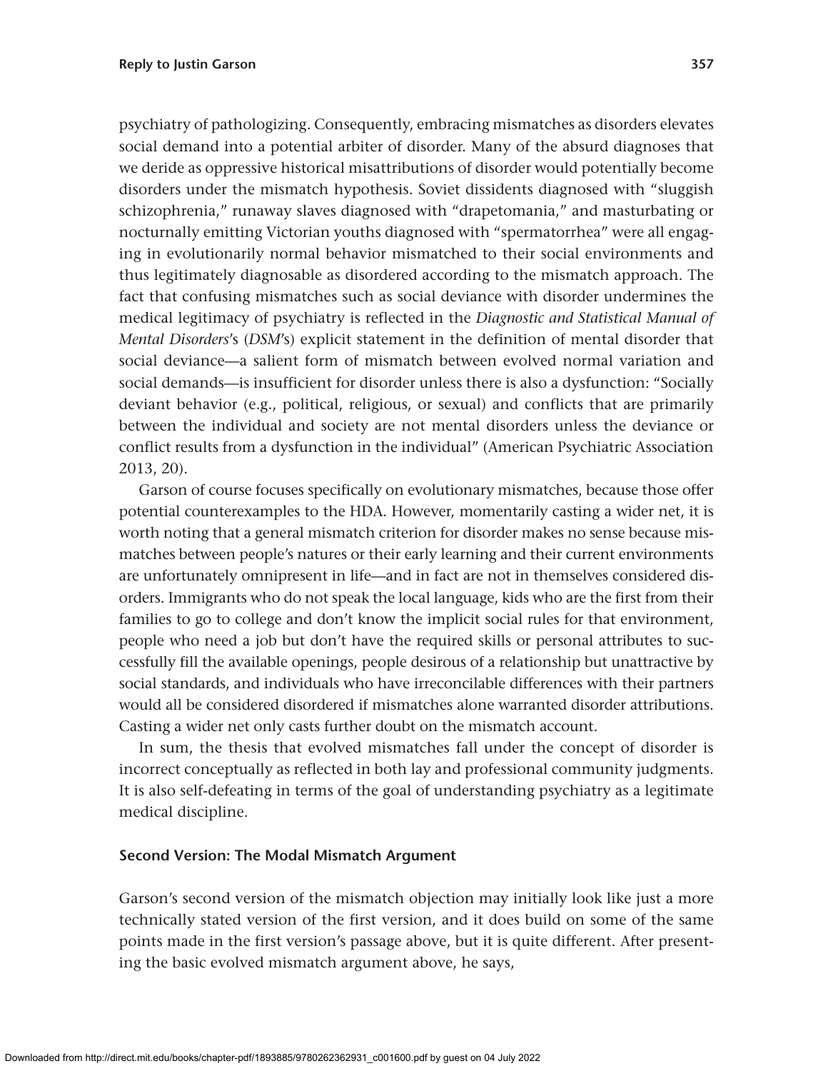psychiatry of pathologizing. Consequently, embracing mismatches as disorders elevates social demand into a potential arbiter of disorder. Many of the absurd diagnoses that we deride as oppressive historical misattributions of disorder would potentially become disorders under the mismatch hypothesis. Soviet dissidents diagnosed with "sluggish schizophrenia," runaway slaves diagnosed with "drapetomania," and masturbating or nocturnally emitting Victorian youths diagnosed with "spermatorrhea" were all engaging in evolutionarily normal behavior mismatched to their social environments and thus legitimately diagnosable as disordered according to the mismatch approach. The fact that confusing mismatches such as social deviance with disorder undermines the medical legitimacy of psychiatry is reflected in the *Diagnostic and Statistical Manual of Mental Disorders*'s (*DSM*'s) explicit statement in the definition of mental disorder that social deviance—a salient form of mismatch between evolved normal variation and social demands—is insufficient for disorder unless there is also a dysfunction: "Socially deviant behavior (e.g., political, religious, or sexual) and conflicts that are primarily between the individual and society are not mental disorders unless the deviance or conflict results from a dysfunction in the individual" (American Psychiatric Association 2013, 20).

Garson of course focuses specifically on evolutionary mismatches, because those offer potential counterexamples to the HDA. However, momentarily casting a wider net, it is worth noting that a general mismatch criterion for disorder makes no sense because mismatches between people's natures or their early learning and their current environments are unfortunately omnipresent in life—and in fact are not in themselves considered disorders. Immigrants who do not speak the local language, kids who are the first from their families to go to college and don't know the implicit social rules for that environment, people who need a job but don't have the required skills or personal attributes to successfully fill the available openings, people desirous of a relationship but unattractive by social standards, and individuals who have irreconcilable differences with their partners would all be considered disordered if mismatches alone warranted disorder attributions. Casting a wider net only casts further doubt on the mismatch account.

In sum, the thesis that evolved mismatches fall under the concept of disorder is incorrect conceptually as reflected in both lay and professional community judgments. It is also self-defeating in terms of the goal of understanding psychiatry as a legitimate medical discipline.

### Second Version: The Modal Mismatch Argument

Garson's second version of the mismatch objection may initially look like just a more technically stated version of the first version, and it does build on some of the same points made in the first version's passage above, but it is quite different. After presenting the basic evolved mismatch argument above, he says,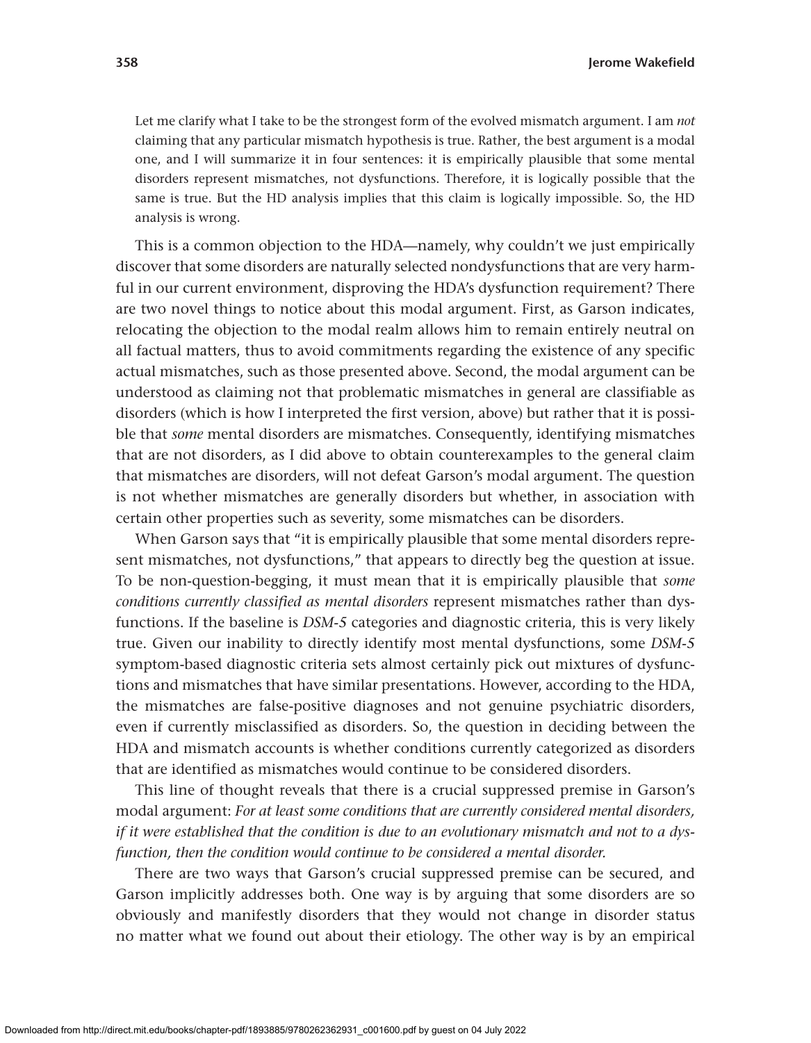> Let me clarify what I take to be the strongest form of the evolved mismatch argument. I am *not* claiming that any particular mismatch hypothesis is true. Rather, the best argument is a modal one, and I will summarize it in four sentences: it is empirically plausible that some mental disorders represent mismatches, not dysfunctions. Therefore, it is logically possible that the same is true. But the HD analysis implies that this claim is logically impossible. So, the HD analysis is wrong.

This is a common objection to the HDA—namely, why couldn't we just empirically discover that some disorders are naturally selected nondysfunctions that are very harmful in our current environment, disproving the HDA's dysfunction requirement? There are two novel things to notice about this modal argument. First, as Garson indicates, relocating the objection to the modal realm allows him to remain entirely neutral on all factual matters, thus to avoid commitments regarding the existence of any specific actual mismatches, such as those presented above. Second, the modal argument can be understood as claiming not that problematic mismatches in general are classifiable as disorders (which is how I interpreted the first version, above) but rather that it is possible that *some* mental disorders are mismatches. Consequently, identifying mismatches that are not disorders, as I did above to obtain counterexamples to the general claim that mismatches are disorders, will not defeat Garson's modal argument. The question is not whether mismatches are generally disorders but whether, in association with certain other properties such as severity, some mismatches can be disorders.

When Garson says that "it is empirically plausible that some mental disorders represent mismatches, not dysfunctions," that appears to directly beg the question at issue. To be non-question-begging, it must mean that it is empirically plausible that *some conditions currently classified as mental disorders* represent mismatches rather than dysfunctions. If the baseline is *DSM-5* categories and diagnostic criteria, this is very likely true. Given our inability to directly identify most mental dysfunctions, some *DSM-5* symptom-based diagnostic criteria sets almost certainly pick out mixtures of dysfunctions and mismatches that have similar presentations. However, according to the HDA, the mismatches are false-positive diagnoses and not genuine psychiatric disorders, even if currently misclassified as disorders. So, the question in deciding between the HDA and mismatch accounts is whether conditions currently categorized as disorders that are identified as mismatches would continue to be considered disorders.

This line of thought reveals that there is a crucial suppressed premise in Garson's modal argument: *For at least some conditions that are currently considered mental disorders, if it were established that the condition is due to an evolutionary mismatch and not to a dysfunction, then the condition would continue to be considered a mental disorder.*

There are two ways that Garson's crucial suppressed premise can be secured, and Garson implicitly addresses both. One way is by arguing that some disorders are so obviously and manifestly disorders that they would not change in disorder status no matter what we found out about their etiology. The other way is by an empirical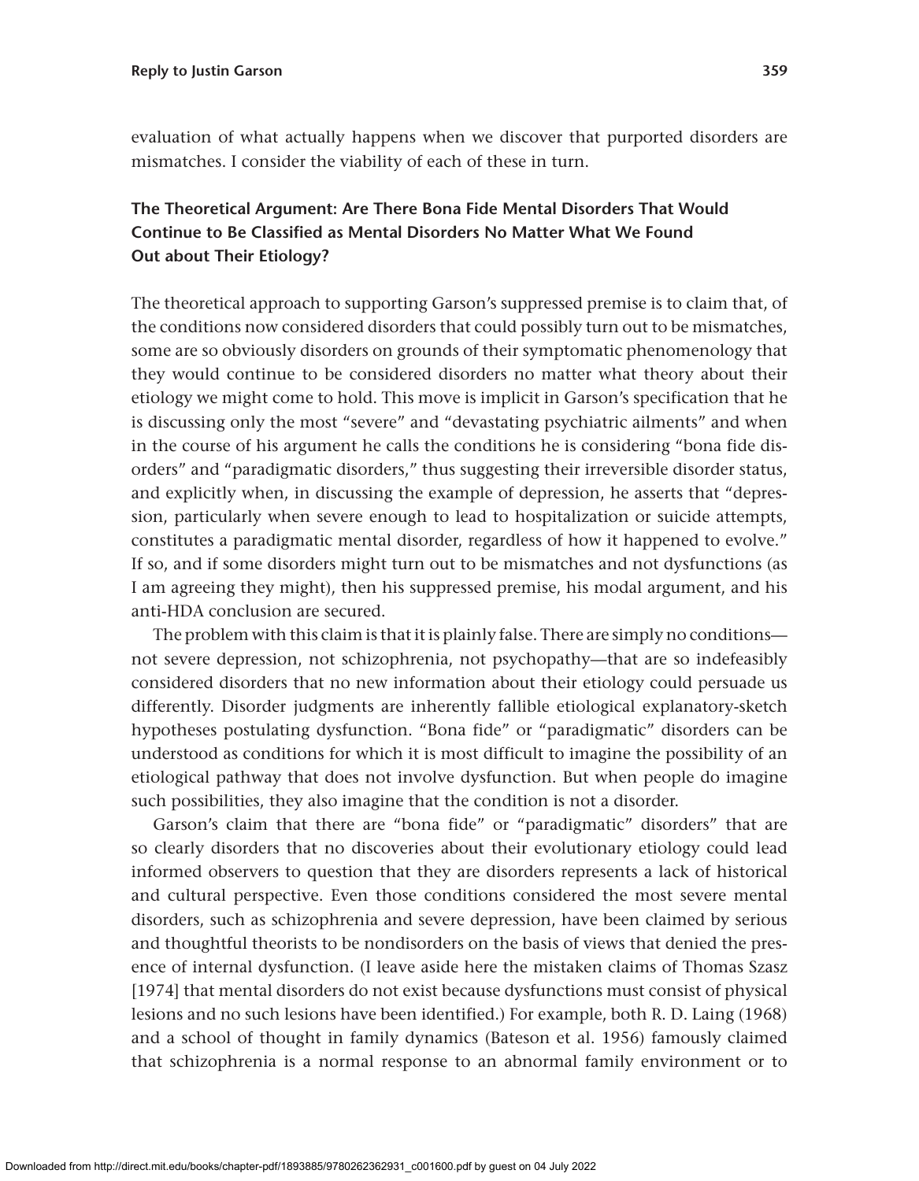evaluation of what actually happens when we discover that purported disorders are mismatches. I consider the viability of each of these in turn.

### The Theoretical Argument: Are There Bona Fide Mental Disorders That Would Continue to Be Classified as Mental Disorders No Matter What We Found Out about Their Etiology?

The theoretical approach to supporting Garson's suppressed premise is to claim that, of the conditions now considered disorders that could possibly turn out to be mismatches, some are so obviously disorders on grounds of their symptomatic phenomenology that they would continue to be considered disorders no matter what theory about their etiology we might come to hold. This move is implicit in Garson's specification that he is discussing only the most "severe" and "devastating psychiatric ailments" and when in the course of his argument he calls the conditions he is considering "bona fide disorders" and "paradigmatic disorders," thus suggesting their irreversible disorder status, and explicitly when, in discussing the example of depression, he asserts that "depression, particularly when severe enough to lead to hospitalization or suicide attempts, constitutes a paradigmatic mental disorder, regardless of how it happened to evolve." If so, and if some disorders might turn out to be mismatches and not dysfunctions (as I am agreeing they might), then his suppressed premise, his modal argument, and his anti-HDA conclusion are secured.

The problem with this claim is that it is plainly false. There are simply no conditions—not severe depression, not schizophrenia, not psychopathy—that are so indefeasibly considered disorders that no new information about their etiology could persuade us differently. Disorder judgments are inherently fallible etiological explanatory-sketch hypotheses postulating dysfunction. "Bona fide" or "paradigmatic" disorders can be understood as conditions for which it is most difficult to imagine the possibility of an etiological pathway that does not involve dysfunction. But when people do imagine such possibilities, they also imagine that the condition is not a disorder.

Garson's claim that there are "bona fide" or "paradigmatic" disorders" that are so clearly disorders that no discoveries about their evolutionary etiology could lead informed observers to question that they are disorders represents a lack of historical and cultural perspective. Even those conditions considered the most severe mental disorders, such as schizophrenia and severe depression, have been claimed by serious and thoughtful theorists to be nondisorders on the basis of views that denied the presence of internal dysfunction. (I leave aside here the mistaken claims of Thomas Szasz [1974] that mental disorders do not exist because dysfunctions must consist of physical lesions and no such lesions have been identified.) For example, both R. D. Laing (1968) and a school of thought in family dynamics (Bateson et al. 1956) famously claimed that schizophrenia is a normal response to an abnormal family environment or to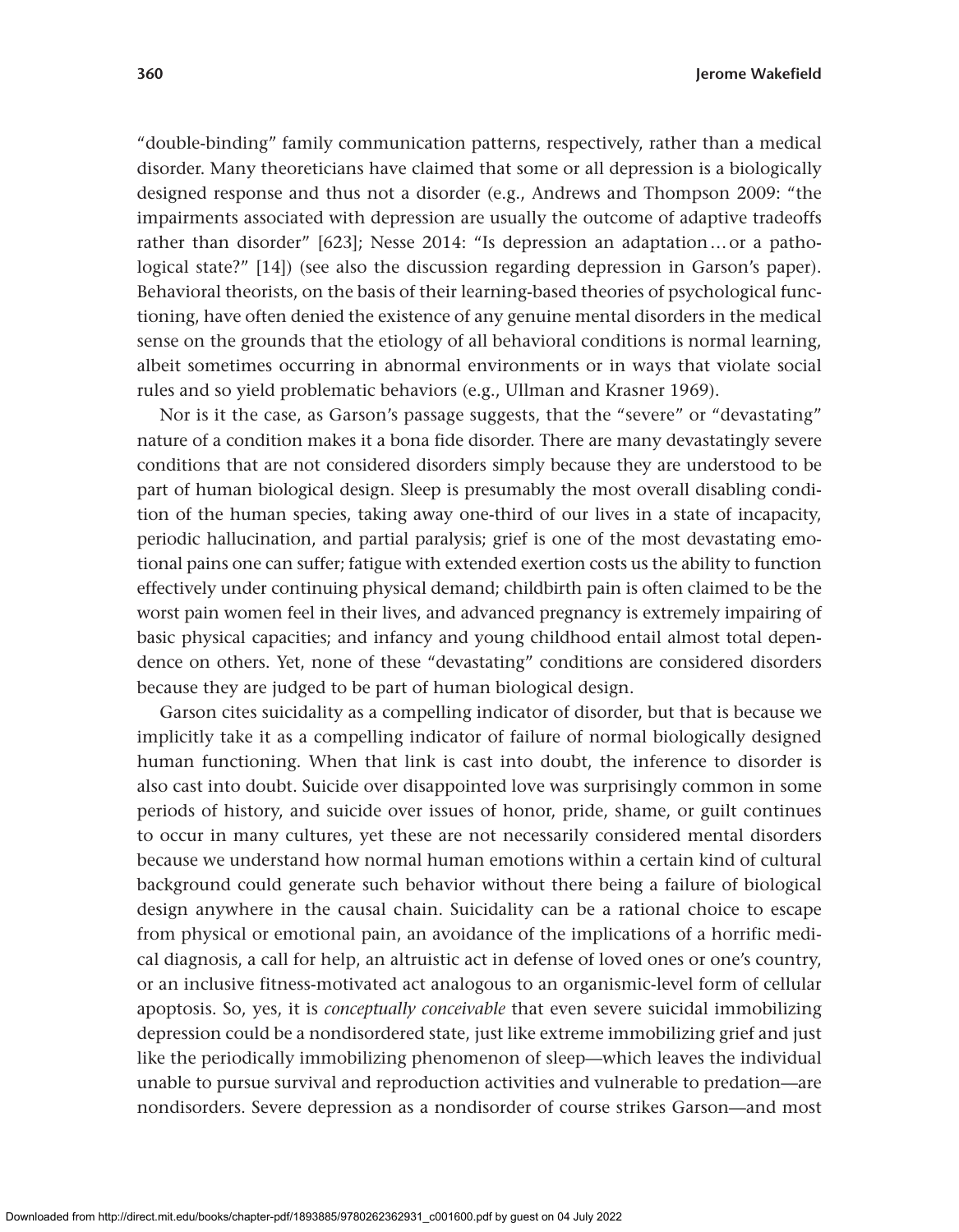"double-binding" family communication patterns, respectively, rather than a medical disorder. Many theoreticians have claimed that some or all depression is a biologically designed response and thus not a disorder (e.g., Andrews and Thompson 2009: "the impairments associated with depression are usually the outcome of adaptive tradeoffs rather than disorder" [623]; Nesse 2014: "Is depression an adaptation…or a pathological state?" [14]) (see also the discussion regarding depression in Garson's paper). Behavioral theorists, on the basis of their learning-based theories of psychological functioning, have often denied the existence of any genuine mental disorders in the medical sense on the grounds that the etiology of all behavioral conditions is normal learning, albeit sometimes occurring in abnormal environments or in ways that violate social rules and so yield problematic behaviors (e.g., Ullman and Krasner 1969).

Nor is it the case, as Garson's passage suggests, that the "severe" or "devastating" nature of a condition makes it a bona fide disorder. There are many devastatingly severe conditions that are not considered disorders simply because they are understood to be part of human biological design. Sleep is presumably the most overall disabling condition of the human species, taking away one-third of our lives in a state of incapacity, periodic hallucination, and partial paralysis; grief is one of the most devastating emotional pains one can suffer; fatigue with extended exertion costs us the ability to function effectively under continuing physical demand; childbirth pain is often claimed to be the worst pain women feel in their lives, and advanced pregnancy is extremely impairing of basic physical capacities; and infancy and young childhood entail almost total dependence on others. Yet, none of these "devastating" conditions are considered disorders because they are judged to be part of human biological design.

Garson cites suicidality as a compelling indicator of disorder, but that is because we implicitly take it as a compelling indicator of failure of normal biologically designed human functioning. When that link is cast into doubt, the inference to disorder is also cast into doubt. Suicide over disappointed love was surprisingly common in some periods of history, and suicide over issues of honor, pride, shame, or guilt continues to occur in many cultures, yet these are not necessarily considered mental disorders because we understand how normal human emotions within a certain kind of cultural background could generate such behavior without there being a failure of biological design anywhere in the causal chain. Suicidality can be a rational choice to escape from physical or emotional pain, an avoidance of the implications of a horrific medical diagnosis, a call for help, an altruistic act in defense of loved ones or one's country, or an inclusive fitness-motivated act analogous to an organismic-level form of cellular apoptosis. So, yes, it is *conceptually conceivable* that even severe suicidal immobilizing depression could be a nondisordered state, just like extreme immobilizing grief and just like the periodically immobilizing phenomenon of sleep—which leaves the individual unable to pursue survival and reproduction activities and vulnerable to predation—are nondisorders. Severe depression as a nondisorder of course strikes Garson—and most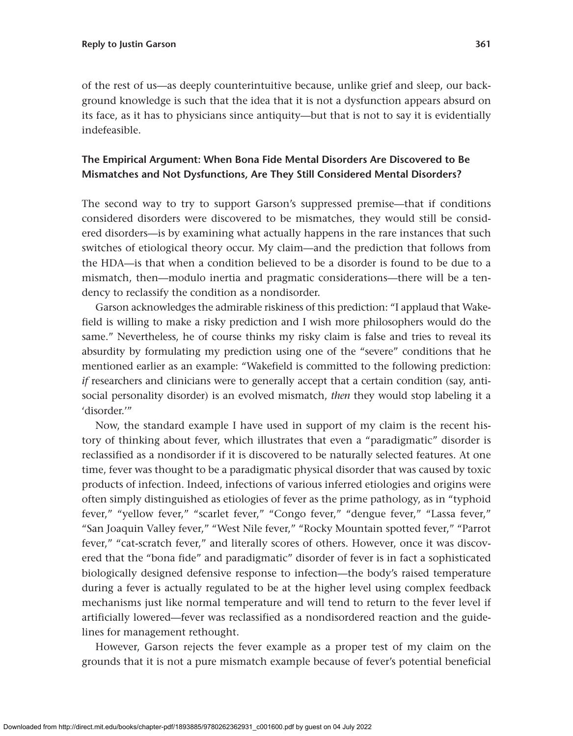of the rest of us—as deeply counterintuitive because, unlike grief and sleep, our background knowledge is such that the idea that it is not a dysfunction appears absurd on its face, as it has to physicians since antiquity—but that is not to say it is evidentially indefeasible.

### The Empirical Argument: When Bona Fide Mental Disorders Are Discovered to Be Mismatches and Not Dysfunctions, Are They Still Considered Mental Disorders?

The second way to try to support Garson's suppressed premise—that if conditions considered disorders were discovered to be mismatches, they would still be considered disorders—is by examining what actually happens in the rare instances that such switches of etiological theory occur. My claim—and the prediction that follows from the HDA—is that when a condition believed to be a disorder is found to be due to a mismatch, then—modulo inertia and pragmatic considerations—there will be a tendency to reclassify the condition as a nondisorder.

Garson acknowledges the admirable riskiness of this prediction: "I applaud that Wakefield is willing to make a risky prediction and I wish more philosophers would do the same." Nevertheless, he of course thinks my risky claim is false and tries to reveal its absurdity by formulating my prediction using one of the "severe" conditions that he mentioned earlier as an example: "Wakefield is committed to the following prediction: *if* researchers and clinicians were to generally accept that a certain condition (say, antisocial personality disorder) is an evolved mismatch, *then* they would stop labeling it a 'disorder.'"

Now, the standard example I have used in support of my claim is the recent history of thinking about fever, which illustrates that even a "paradigmatic" disorder is reclassified as a nondisorder if it is discovered to be naturally selected features. At one time, fever was thought to be a paradigmatic physical disorder that was caused by toxic products of infection. Indeed, infections of various inferred etiologies and origins were often simply distinguished as etiologies of fever as the prime pathology, as in "typhoid fever," "yellow fever," "scarlet fever," "Congo fever," "dengue fever," "Lassa fever," "San Joaquin Valley fever," "West Nile fever," "Rocky Mountain spotted fever," "Parrot fever," "cat-scratch fever," and literally scores of others. However, once it was discovered that the "bona fide" and paradigmatic" disorder of fever is in fact a sophisticated biologically designed defensive response to infection—the body's raised temperature during a fever is actually regulated to be at the higher level using complex feedback mechanisms just like normal temperature and will tend to return to the fever level if artificially lowered—fever was reclassified as a nondisordered reaction and the guidelines for management rethought.

However, Garson rejects the fever example as a proper test of my claim on the grounds that it is not a pure mismatch example because of fever's potential beneficial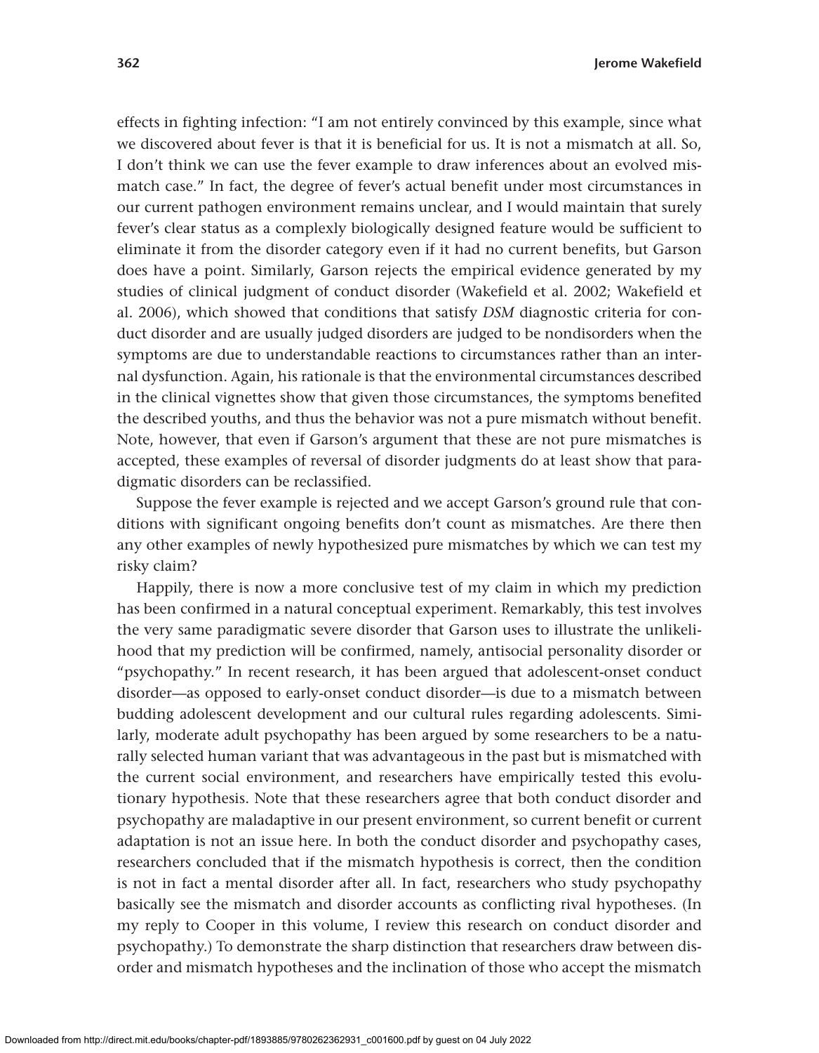effects in fighting infection: "I am not entirely convinced by this example, since what we discovered about fever is that it is beneficial for us. It is not a mismatch at all. So, I don't think we can use the fever example to draw inferences about an evolved mismatch case." In fact, the degree of fever's actual benefit under most circumstances in our current pathogen environment remains unclear, and I would maintain that surely fever's clear status as a complexly biologically designed feature would be sufficient to eliminate it from the disorder category even if it had no current benefits, but Garson does have a point. Similarly, Garson rejects the empirical evidence generated by my studies of clinical judgment of conduct disorder (Wakefield et al. 2002; Wakefield et al. 2006), which showed that conditions that satisfy *DSM* diagnostic criteria for conduct disorder and are usually judged disorders are judged to be nondisorders when the symptoms are due to understandable reactions to circumstances rather than an internal dysfunction. Again, his rationale is that the environmental circumstances described in the clinical vignettes show that given those circumstances, the symptoms benefited the described youths, and thus the behavior was not a pure mismatch without benefit. Note, however, that even if Garson's argument that these are not pure mismatches is accepted, these examples of reversal of disorder judgments do at least show that paradigmatic disorders can be reclassified.

Suppose the fever example is rejected and we accept Garson's ground rule that conditions with significant ongoing benefits don't count as mismatches. Are there then any other examples of newly hypothesized pure mismatches by which we can test my risky claim?

Happily, there is now a more conclusive test of my claim in which my prediction has been confirmed in a natural conceptual experiment. Remarkably, this test involves the very same paradigmatic severe disorder that Garson uses to illustrate the unlikelihood that my prediction will be confirmed, namely, antisocial personality disorder or "psychopathy." In recent research, it has been argued that adolescent-onset conduct disorder—as opposed to early-onset conduct disorder—is due to a mismatch between budding adolescent development and our cultural rules regarding adolescents. Similarly, moderate adult psychopathy has been argued by some researchers to be a naturally selected human variant that was advantageous in the past but is mismatched with the current social environment, and researchers have empirically tested this evolutionary hypothesis. Note that these researchers agree that both conduct disorder and psychopathy are maladaptive in our present environment, so current benefit or current adaptation is not an issue here. In both the conduct disorder and psychopathy cases, researchers concluded that if the mismatch hypothesis is correct, then the condition is not in fact a mental disorder after all. In fact, researchers who study psychopathy basically see the mismatch and disorder accounts as conflicting rival hypotheses. (In my reply to Cooper in this volume, I review this research on conduct disorder and psychopathy.) To demonstrate the sharp distinction that researchers draw between disorder and mismatch hypotheses and the inclination of those who accept the mismatch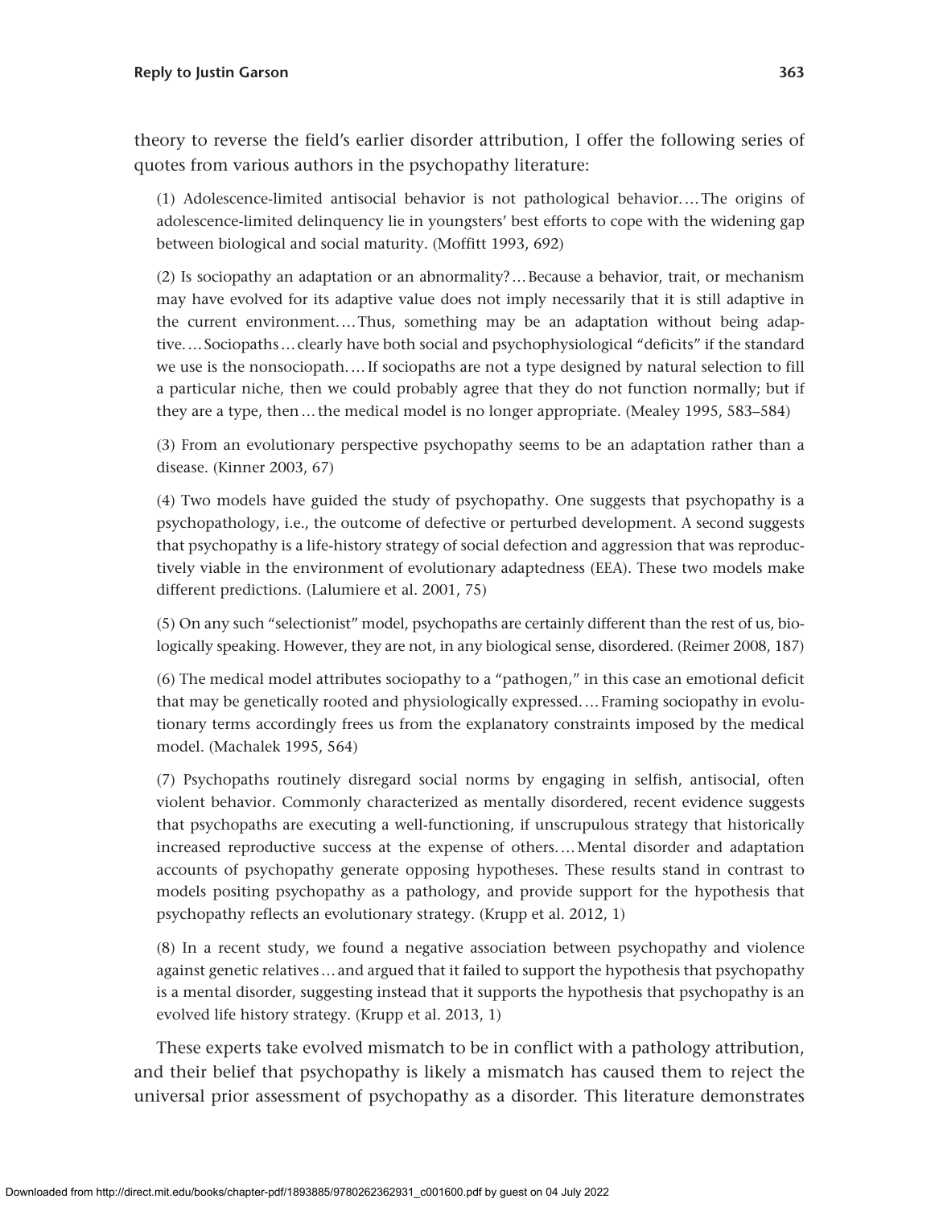theory to reverse the field's earlier disorder attribution, I offer the following series of quotes from various authors in the psychopathy literature:

> (1) Adolescence-limited antisocial behavior is not pathological behavior.…The origins of adolescence-limited delinquency lie in youngsters' best efforts to cope with the widening gap between biological and social maturity. (Moffitt 1993, 692)

> (2) Is sociopathy an adaptation or an abnormality?…Because a behavior, trait, or mechanism may have evolved for its adaptive value does not imply necessarily that it is still adaptive in the current environment.…Thus, something may be an adaptation without being adaptive.…Sociopaths…clearly have both social and psychophysiological "deficits" if the standard we use is the nonsociopath.…If sociopaths are not a type designed by natural selection to fill a particular niche, then we could probably agree that they do not function normally; but if they are a type, then…the medical model is no longer appropriate. (Mealey 1995, 583–584)

> (3) From an evolutionary perspective psychopathy seems to be an adaptation rather than a disease. (Kinner 2003, 67)

> (4) Two models have guided the study of psychopathy. One suggests that psychopathy is a psychopathology, i.e., the outcome of defective or perturbed development. A second suggests that psychopathy is a life-history strategy of social defection and aggression that was reproductively viable in the environment of evolutionary adaptedness (EEA). These two models make different predictions. (Lalumiere et al. 2001, 75)

> (5) On any such "selectionist" model, psychopaths are certainly different than the rest of us, biologically speaking. However, they are not, in any biological sense, disordered. (Reimer 2008, 187)

> (6) The medical model attributes sociopathy to a "pathogen," in this case an emotional deficit that may be genetically rooted and physiologically expressed.…Framing sociopathy in evolutionary terms accordingly frees us from the explanatory constraints imposed by the medical model. (Machalek 1995, 564)

> (7) Psychopaths routinely disregard social norms by engaging in selfish, antisocial, often violent behavior. Commonly characterized as mentally disordered, recent evidence suggests that psychopaths are executing a well-functioning, if unscrupulous strategy that historically increased reproductive success at the expense of others.…Mental disorder and adaptation accounts of psychopathy generate opposing hypotheses. These results stand in contrast to models positing psychopathy as a pathology, and provide support for the hypothesis that psychopathy reflects an evolutionary strategy. (Krupp et al. 2012, 1)

> (8) In a recent study, we found a negative association between psychopathy and violence against genetic relatives…and argued that it failed to support the hypothesis that psychopathy is a mental disorder, suggesting instead that it supports the hypothesis that psychopathy is an evolved life history strategy. (Krupp et al. 2013, 1)

These experts take evolved mismatch to be in conflict with a pathology attribution, and their belief that psychopathy is likely a mismatch has caused them to reject the universal prior assessment of psychopathy as a disorder. This literature demonstrates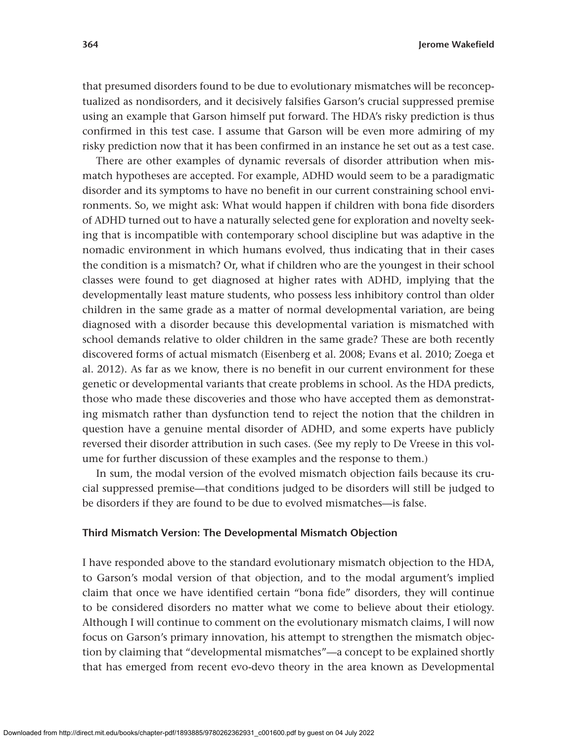that presumed disorders found to be due to evolutionary mismatches will be reconceptualized as nondisorders, and it decisively falsifies Garson's crucial suppressed premise using an example that Garson himself put forward. The HDA's risky prediction is thus confirmed in this test case. I assume that Garson will be even more admiring of my risky prediction now that it has been confirmed in an instance he set out as a test case.

There are other examples of dynamic reversals of disorder attribution when mismatch hypotheses are accepted. For example, ADHD would seem to be a paradigmatic disorder and its symptoms to have no benefit in our current constraining school environments. So, we might ask: What would happen if children with bona fide disorders of ADHD turned out to have a naturally selected gene for exploration and novelty seeking that is incompatible with contemporary school discipline but was adaptive in the nomadic environment in which humans evolved, thus indicating that in their cases the condition is a mismatch? Or, what if children who are the youngest in their school classes were found to get diagnosed at higher rates with ADHD, implying that the developmentally least mature students, who possess less inhibitory control than older children in the same grade as a matter of normal developmental variation, are being diagnosed with a disorder because this developmental variation is mismatched with school demands relative to older children in the same grade? These are both recently discovered forms of actual mismatch (Eisenberg et al. 2008; Evans et al. 2010; Zoega et al. 2012). As far as we know, there is no benefit in our current environment for these genetic or developmental variants that create problems in school. As the HDA predicts, those who made these discoveries and those who have accepted them as demonstrating mismatch rather than dysfunction tend to reject the notion that the children in question have a genuine mental disorder of ADHD, and some experts have publicly reversed their disorder attribution in such cases. (See my reply to De Vreese in this volume for further discussion of these examples and the response to them.)

In sum, the modal version of the evolved mismatch objection fails because its crucial suppressed premise—that conditions judged to be disorders will still be judged to be disorders if they are found to be due to evolved mismatches—is false.

### Third Mismatch Version: The Developmental Mismatch Objection

I have responded above to the standard evolutionary mismatch objection to the HDA, to Garson's modal version of that objection, and to the modal argument's implied claim that once we have identified certain "bona fide" disorders, they will continue to be considered disorders no matter what we come to believe about their etiology. Although I will continue to comment on the evolutionary mismatch claims, I will now focus on Garson's primary innovation, his attempt to strengthen the mismatch objection by claiming that "developmental mismatches"—a concept to be explained shortly that has emerged from recent evo-devo theory in the area known as Developmental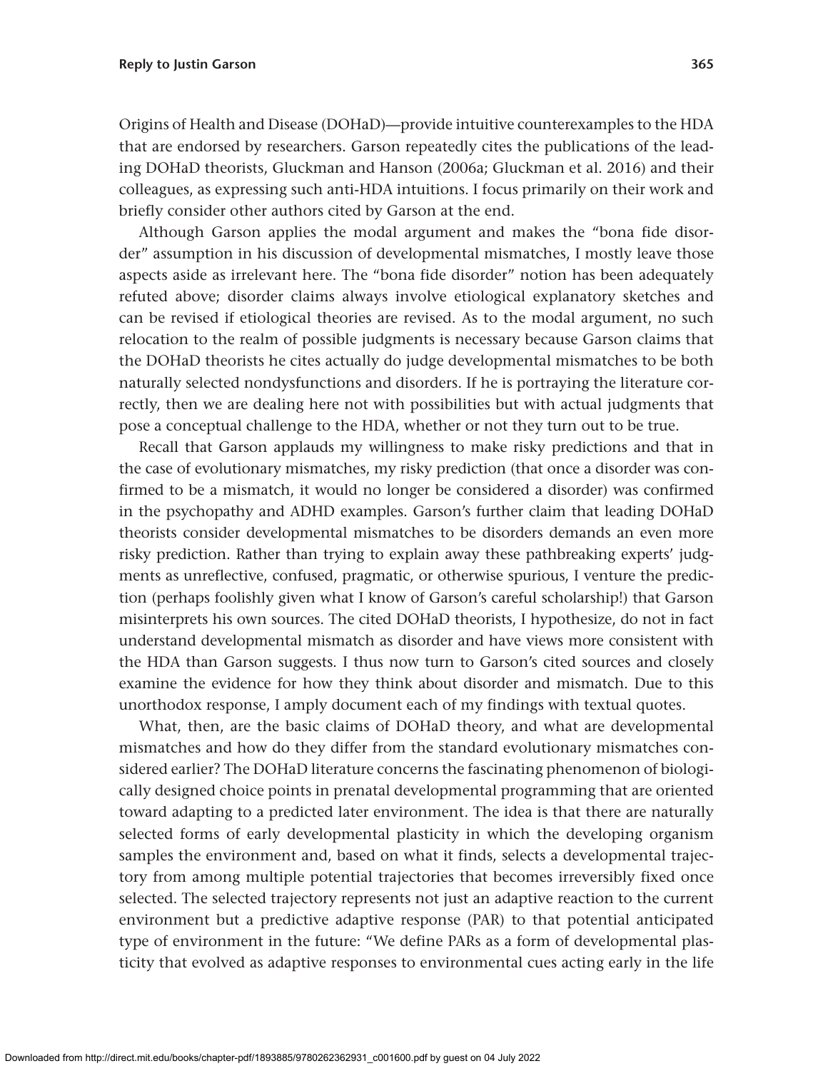Origins of Health and Disease (DOHaD)—provide intuitive counterexamples to the HDA that are endorsed by researchers. Garson repeatedly cites the publications of the leading DOHaD theorists, Gluckman and Hanson (2006a; Gluckman et al. 2016) and their colleagues, as expressing such anti-HDA intuitions. I focus primarily on their work and briefly consider other authors cited by Garson at the end.

Although Garson applies the modal argument and makes the "bona fide disorder" assumption in his discussion of developmental mismatches, I mostly leave those aspects aside as irrelevant here. The "bona fide disorder" notion has been adequately refuted above; disorder claims always involve etiological explanatory sketches and can be revised if etiological theories are revised. As to the modal argument, no such relocation to the realm of possible judgments is necessary because Garson claims that the DOHaD theorists he cites actually do judge developmental mismatches to be both naturally selected nondysfunctions and disorders. If he is portraying the literature correctly, then we are dealing here not with possibilities but with actual judgments that pose a conceptual challenge to the HDA, whether or not they turn out to be true.

Recall that Garson applauds my willingness to make risky predictions and that in the case of evolutionary mismatches, my risky prediction (that once a disorder was confirmed to be a mismatch, it would no longer be considered a disorder) was confirmed in the psychopathy and ADHD examples. Garson's further claim that leading DOHaD theorists consider developmental mismatches to be disorders demands an even more risky prediction. Rather than trying to explain away these pathbreaking experts' judgments as unreflective, confused, pragmatic, or otherwise spurious, I venture the prediction (perhaps foolishly given what I know of Garson's careful scholarship!) that Garson misinterprets his own sources. The cited DOHaD theorists, I hypothesize, do not in fact understand developmental mismatch as disorder and have views more consistent with the HDA than Garson suggests. I thus now turn to Garson's cited sources and closely examine the evidence for how they think about disorder and mismatch. Due to this unorthodox response, I amply document each of my findings with textual quotes.

What, then, are the basic claims of DOHaD theory, and what are developmental mismatches and how do they differ from the standard evolutionary mismatches considered earlier? The DOHaD literature concerns the fascinating phenomenon of biologically designed choice points in prenatal developmental programming that are oriented toward adapting to a predicted later environment. The idea is that there are naturally selected forms of early developmental plasticity in which the developing organism samples the environment and, based on what it finds, selects a developmental trajectory from among multiple potential trajectories that becomes irreversibly fixed once selected. The selected trajectory represents not just an adaptive reaction to the current environment but a predictive adaptive response (PAR) to that potential anticipated type of environment in the future: "We define PARs as a form of developmental plasticity that evolved as adaptive responses to environmental cues acting early in the life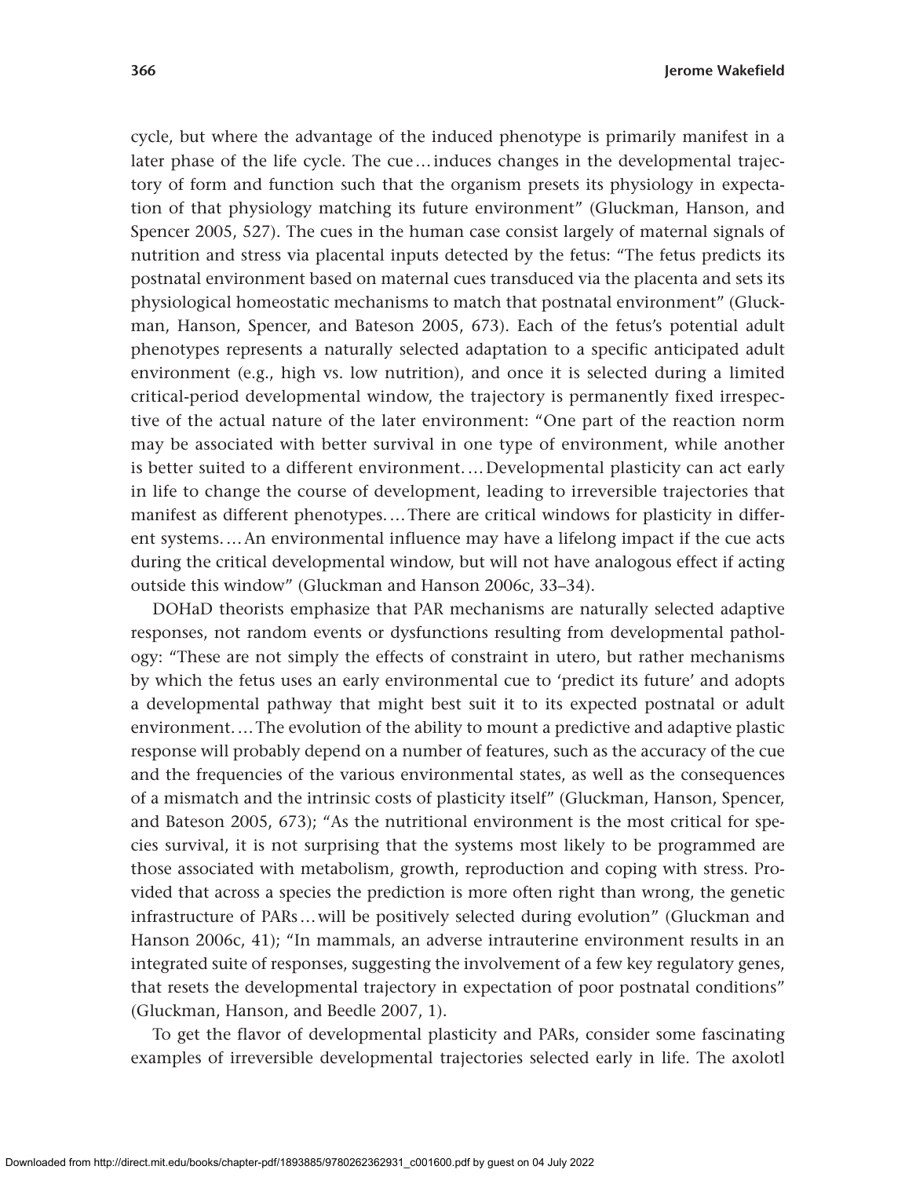cycle, but where the advantage of the induced phenotype is primarily manifest in a later phase of the life cycle. The cue…induces changes in the developmental trajectory of form and function such that the organism presets its physiology in expectation of that physiology matching its future environment" (Gluckman, Hanson, and Spencer 2005, 527). The cues in the human case consist largely of maternal signals of nutrition and stress via placental inputs detected by the fetus: "The fetus predicts its postnatal environment based on maternal cues transduced via the placenta and sets its physiological homeostatic mechanisms to match that postnatal environment" (Gluckman, Hanson, Spencer, and Bateson 2005, 673). Each of the fetus's potential adult phenotypes represents a naturally selected adaptation to a specific anticipated adult environment (e.g., high vs. low nutrition), and once it is selected during a limited critical-period developmental window, the trajectory is permanently fixed irrespective of the actual nature of the later environment: "One part of the reaction norm may be associated with better survival in one type of environment, while another is better suited to a different environment.…Developmental plasticity can act early in life to change the course of development, leading to irreversible trajectories that manifest as different phenotypes.…There are critical windows for plasticity in different systems.…An environmental influence may have a lifelong impact if the cue acts during the critical developmental window, but will not have analogous effect if acting outside this window" (Gluckman and Hanson 2006c, 33–34).

DOHaD theorists emphasize that PAR mechanisms are naturally selected adaptive responses, not random events or dysfunctions resulting from developmental pathology: "These are not simply the effects of constraint in utero, but rather mechanisms by which the fetus uses an early environmental cue to 'predict its future' and adopts a developmental pathway that might best suit it to its expected postnatal or adult environment.…The evolution of the ability to mount a predictive and adaptive plastic response will probably depend on a number of features, such as the accuracy of the cue and the frequencies of the various environmental states, as well as the consequences of a mismatch and the intrinsic costs of plasticity itself" (Gluckman, Hanson, Spencer, and Bateson 2005, 673); "As the nutritional environment is the most critical for species survival, it is not surprising that the systems most likely to be programmed are those associated with metabolism, growth, reproduction and coping with stress. Provided that across a species the prediction is more often right than wrong, the genetic infrastructure of PARs…will be positively selected during evolution" (Gluckman and Hanson 2006c, 41); "In mammals, an adverse intrauterine environment results in an integrated suite of responses, suggesting the involvement of a few key regulatory genes, that resets the developmental trajectory in expectation of poor postnatal conditions" (Gluckman, Hanson, and Beedle 2007, 1).

To get the flavor of developmental plasticity and PARs, consider some fascinating examples of irreversible developmental trajectories selected early in life. The axolotl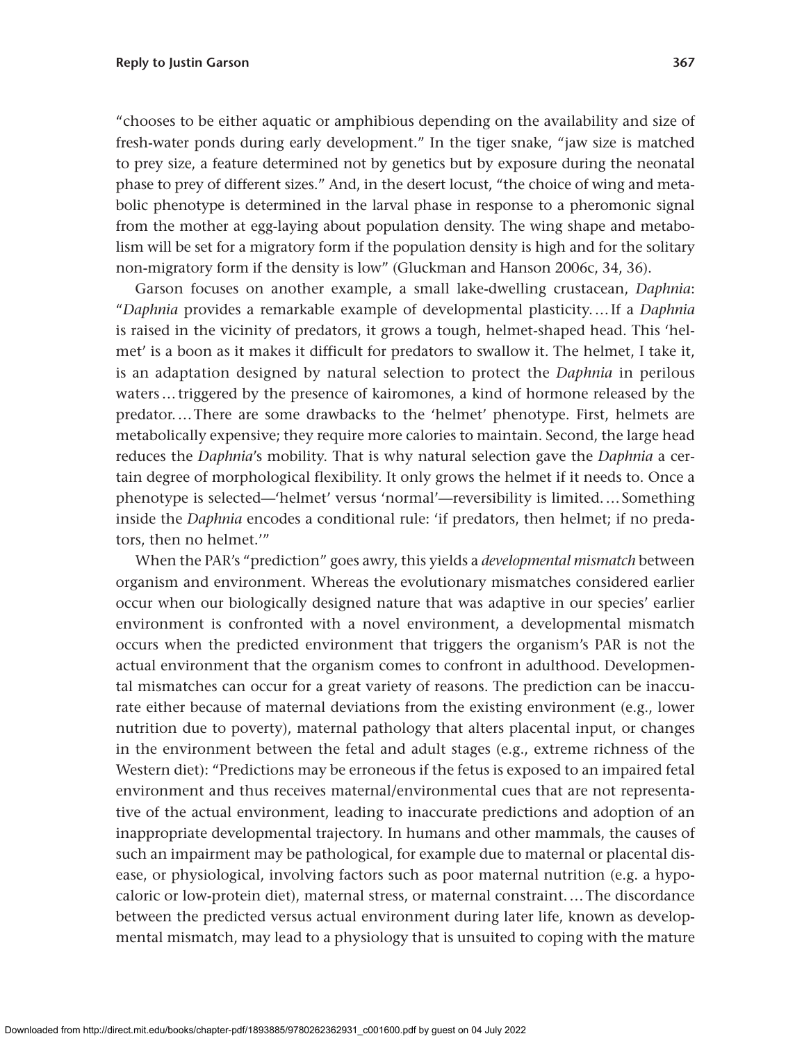"chooses to be either aquatic or amphibious depending on the availability and size of fresh-water ponds during early development." In the tiger snake, "jaw size is matched to prey size, a feature determined not by genetics but by exposure during the neonatal phase to prey of different sizes." And, in the desert locust, "the choice of wing and metabolic phenotype is determined in the larval phase in response to a pheromonic signal from the mother at egg-laying about population density. The wing shape and metabolism will be set for a migratory form if the population density is high and for the solitary non-migratory form if the density is low" (Gluckman and Hanson 2006c, 34, 36).

Garson focuses on another example, a small lake-dwelling crustacean, *Daphnia*: "*Daphnia* provides a remarkable example of developmental plasticity. … If a *Daphnia* is raised in the vicinity of predators, it grows a tough, helmet-shaped head. This 'helmet' is a boon as it makes it difficult for predators to swallow it. The helmet, I take it, is an adaptation designed by natural selection to protect the *Daphnia* in perilous waters … triggered by the presence of kairomones, a kind of hormone released by the predator. … There are some drawbacks to the 'helmet' phenotype. First, helmets are metabolically expensive; they require more calories to maintain. Second, the large head reduces the *Daphnia*'s mobility. That is why natural selection gave the *Daphnia* a certain degree of morphological flexibility. It only grows the helmet if it needs to. Once a phenotype is selected—'helmet' versus 'normal'—reversibility is limited. … Something inside the *Daphnia* encodes a conditional rule: 'if predators, then helmet; if no predators, then no helmet.'"

When the PAR's "prediction" goes awry, this yields a *developmental mismatch* between organism and environment. Whereas the evolutionary mismatches considered earlier occur when our biologically designed nature that was adaptive in our species' earlier environment is confronted with a novel environment, a developmental mismatch occurs when the predicted environment that triggers the organism's PAR is not the actual environment that the organism comes to confront in adulthood. Developmental mismatches can occur for a great variety of reasons. The prediction can be inaccurate either because of maternal deviations from the existing environment (e.g., lower nutrition due to poverty), maternal pathology that alters placental input, or changes in the environment between the fetal and adult stages (e.g., extreme richness of the Western diet): "Predictions may be erroneous if the fetus is exposed to an impaired fetal environment and thus receives maternal/environmental cues that are not representative of the actual environment, leading to inaccurate predictions and adoption of an inappropriate developmental trajectory. In humans and other mammals, the causes of such an impairment may be pathological, for example due to maternal or placental disease, or physiological, involving factors such as poor maternal nutrition (e.g. a hypocaloric or low-protein diet), maternal stress, or maternal constraint. … The discordance between the predicted versus actual environment during later life, known as developmental mismatch, may lead to a physiology that is unsuited to coping with the mature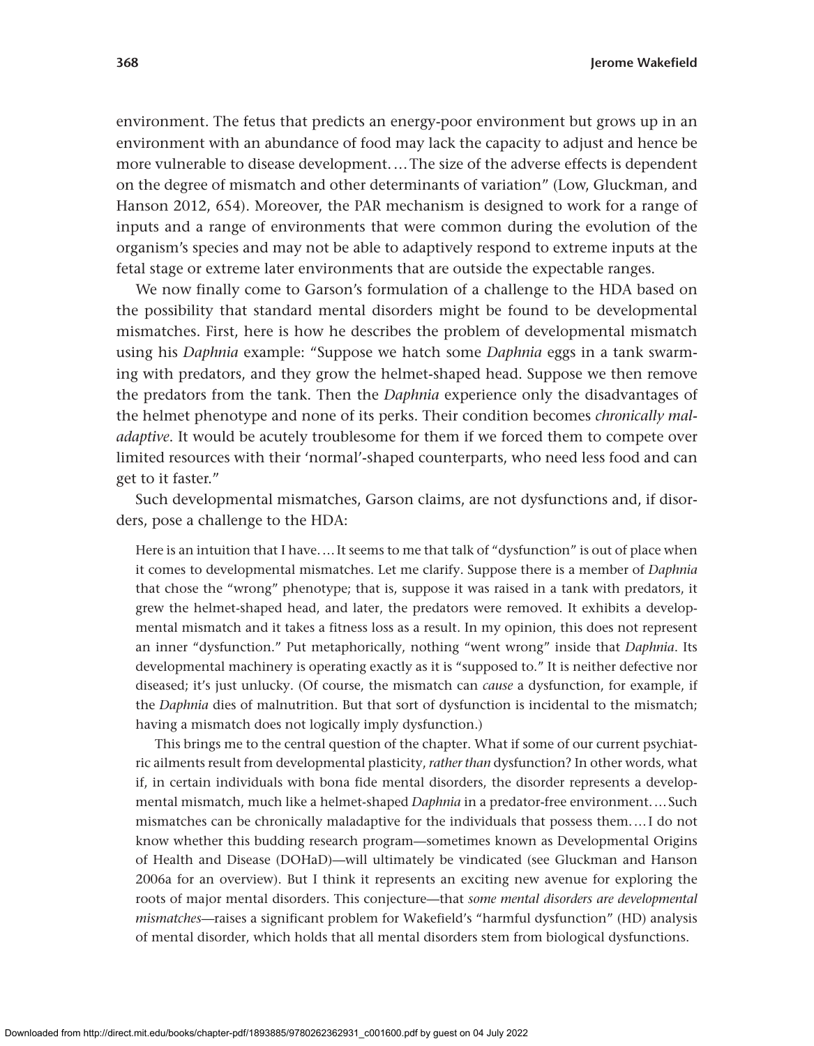environment. The fetus that predicts an energy-poor environment but grows up in an environment with an abundance of food may lack the capacity to adjust and hence be more vulnerable to disease development.… The size of the adverse effects is dependent on the degree of mismatch and other determinants of variation" (Low, Gluckman, and Hanson 2012, 654). Moreover, the PAR mechanism is designed to work for a range of inputs and a range of environments that were common during the evolution of the organism's species and may not be able to adaptively respond to extreme inputs at the fetal stage or extreme later environments that are outside the expectable ranges.

We now finally come to Garson's formulation of a challenge to the HDA based on the possibility that standard mental disorders might be found to be developmental mismatches. First, here is how he describes the problem of developmental mismatch using his *Daphnia* example: "Suppose we hatch some *Daphnia* eggs in a tank swarming with predators, and they grow the helmet-shaped head. Suppose we then remove the predators from the tank. Then the *Daphnia* experience only the disadvantages of the helmet phenotype and none of its perks. Their condition becomes *chronically maladaptive*. It would be acutely troublesome for them if we forced them to compete over limited resources with their 'normal'-shaped counterparts, who need less food and can get to it faster."

Such developmental mismatches, Garson claims, are not dysfunctions and, if disorders, pose a challenge to the HDA:

> Here is an intuition that I have.… It seems to me that talk of "dysfunction" is out of place when it comes to developmental mismatches. Let me clarify. Suppose there is a member of *Daphnia* that chose the "wrong" phenotype; that is, suppose it was raised in a tank with predators, it grew the helmet-shaped head, and later, the predators were removed. It exhibits a developmental mismatch and it takes a fitness loss as a result. In my opinion, this does not represent an inner "dysfunction." Put metaphorically, nothing "went wrong" inside that *Daphnia*. Its developmental machinery is operating exactly as it is "supposed to." It is neither defective nor diseased; it's just unlucky. (Of course, the mismatch can *cause* a dysfunction, for example, if the *Daphnia* dies of malnutrition. But that sort of dysfunction is incidental to the mismatch; having a mismatch does not logically imply dysfunction.)
>
> This brings me to the central question of the chapter. What if some of our current psychiatric ailments result from developmental plasticity, *rather than* dysfunction? In other words, what if, in certain individuals with bona fide mental disorders, the disorder represents a developmental mismatch, much like a helmet-shaped *Daphnia* in a predator-free environment.… Such mismatches can be chronically maladaptive for the individuals that possess them.… I do not know whether this budding research program—sometimes known as Developmental Origins of Health and Disease (DOHaD)—will ultimately be vindicated (see Gluckman and Hanson 2006a for an overview). But I think it represents an exciting new avenue for exploring the roots of major mental disorders. This conjecture—that *some mental disorders are developmental mismatches*—raises a significant problem for Wakefield's "harmful dysfunction" (HD) analysis of mental disorder, which holds that all mental disorders stem from biological dysfunctions.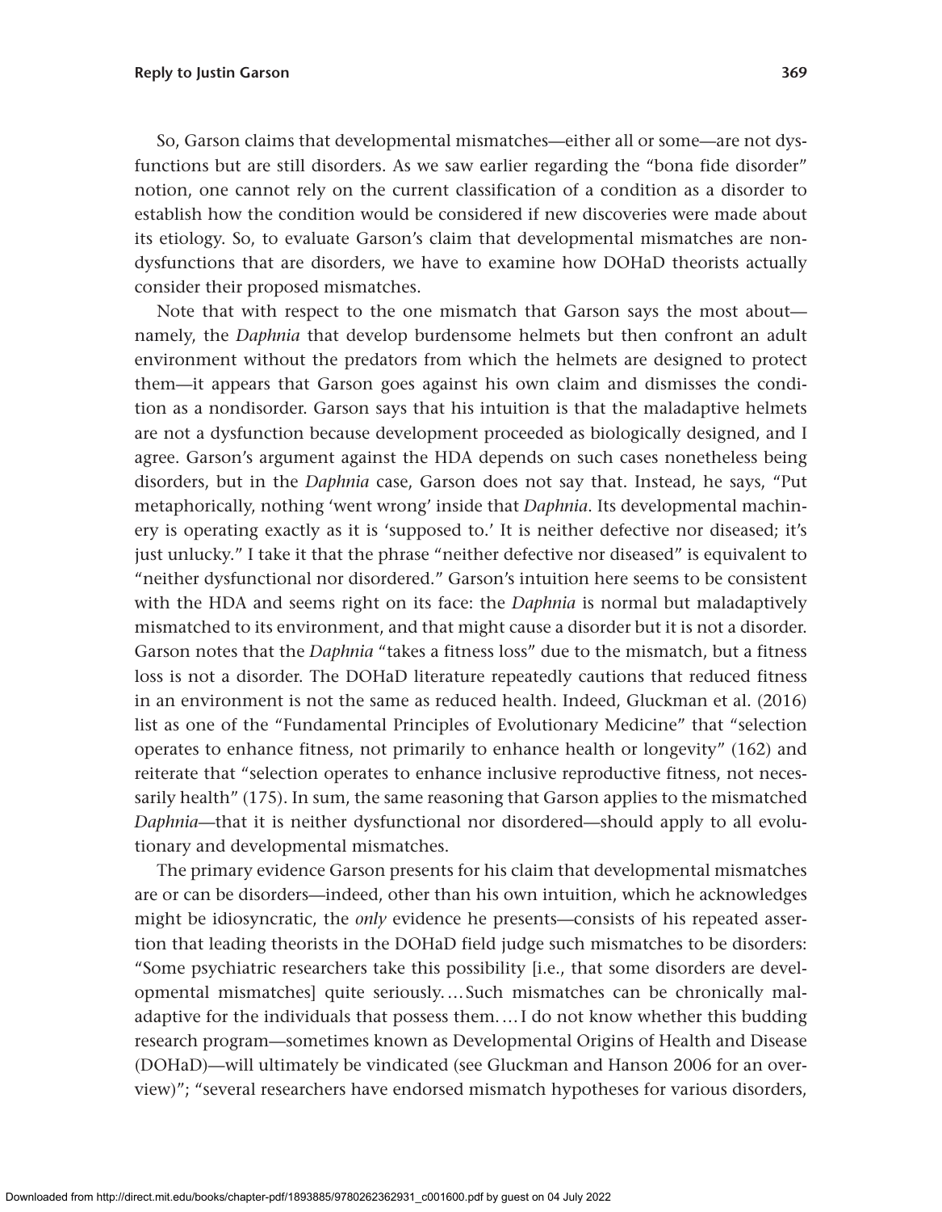So, Garson claims that developmental mismatches—either all or some—are not dysfunctions but are still disorders. As we saw earlier regarding the "bona fide disorder" notion, one cannot rely on the current classification of a condition as a disorder to establish how the condition would be considered if new discoveries were made about its etiology. So, to evaluate Garson's claim that developmental mismatches are nondysfunctions that are disorders, we have to examine how DOHaD theorists actually consider their proposed mismatches.

Note that with respect to the one mismatch that Garson says the most about—namely, the *Daphnia* that develop burdensome helmets but then confront an adult environment without the predators from which the helmets are designed to protect them—it appears that Garson goes against his own claim and dismisses the condition as a nondisorder. Garson says that his intuition is that the maladaptive helmets are not a dysfunction because development proceeded as biologically designed, and I agree. Garson's argument against the HDA depends on such cases nonetheless being disorders, but in the *Daphnia* case, Garson does not say that. Instead, he says, "Put metaphorically, nothing 'went wrong' inside that *Daphnia*. Its developmental machinery is operating exactly as it is 'supposed to.' It is neither defective nor diseased; it's just unlucky." I take it that the phrase "neither defective nor diseased" is equivalent to "neither dysfunctional nor disordered." Garson's intuition here seems to be consistent with the HDA and seems right on its face: the *Daphnia* is normal but maladaptively mismatched to its environment, and that might cause a disorder but it is not a disorder. Garson notes that the *Daphnia* "takes a fitness loss" due to the mismatch, but a fitness loss is not a disorder. The DOHaD literature repeatedly cautions that reduced fitness in an environment is not the same as reduced health. Indeed, Gluckman et al. (2016) list as one of the "Fundamental Principles of Evolutionary Medicine" that "selection operates to enhance fitness, not primarily to enhance health or longevity" (162) and reiterate that "selection operates to enhance inclusive reproductive fitness, not necessarily health" (175). In sum, the same reasoning that Garson applies to the mismatched *Daphnia*—that it is neither dysfunctional nor disordered—should apply to all evolutionary and developmental mismatches.

The primary evidence Garson presents for his claim that developmental mismatches are or can be disorders—indeed, other than his own intuition, which he acknowledges might be idiosyncratic, the *only* evidence he presents—consists of his repeated assertion that leading theorists in the DOHaD field judge such mismatches to be disorders: "Some psychiatric researchers take this possibility [i.e., that some disorders are developmental mismatches] quite seriously. … Such mismatches can be chronically maladaptive for the individuals that possess them. … I do not know whether this budding research program—sometimes known as Developmental Origins of Health and Disease (DOHaD)—will ultimately be vindicated (see Gluckman and Hanson 2006 for an overview)"; "several researchers have endorsed mismatch hypotheses for various disorders,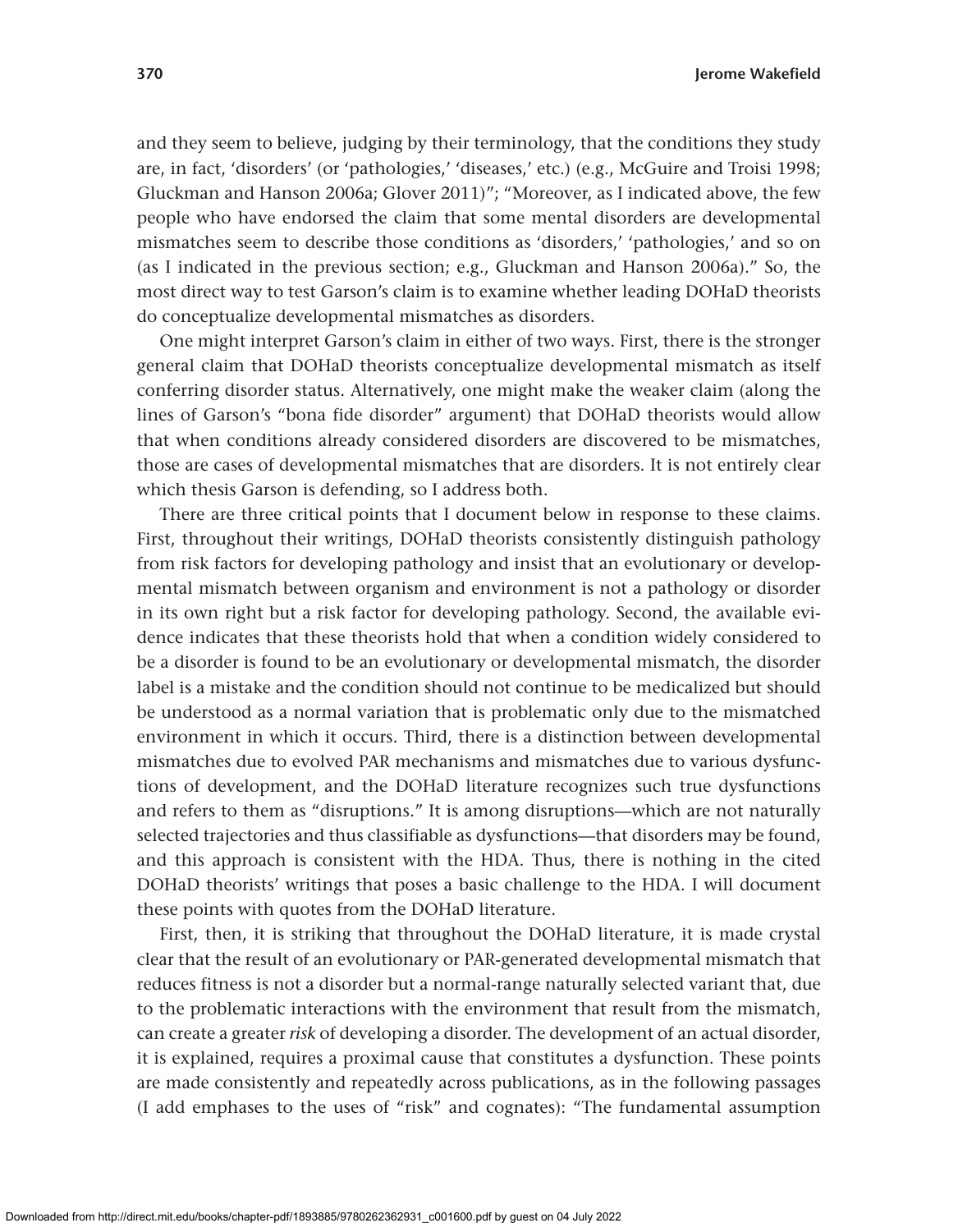and they seem to believe, judging by their terminology, that the conditions they study are, in fact, 'disorders' (or 'pathologies,' 'diseases,' etc.) (e.g., McGuire and Troisi 1998; Gluckman and Hanson 2006a; Glover 2011)"; "Moreover, as I indicated above, the few people who have endorsed the claim that some mental disorders are developmental mismatches seem to describe those conditions as 'disorders,' 'pathologies,' and so on (as I indicated in the previous section; e.g., Gluckman and Hanson 2006a)." So, the most direct way to test Garson's claim is to examine whether leading DOHaD theorists do conceptualize developmental mismatches as disorders.

One might interpret Garson's claim in either of two ways. First, there is the stronger general claim that DOHaD theorists conceptualize developmental mismatch as itself conferring disorder status. Alternatively, one might make the weaker claim (along the lines of Garson's "bona fide disorder" argument) that DOHaD theorists would allow that when conditions already considered disorders are discovered to be mismatches, those are cases of developmental mismatches that are disorders. It is not entirely clear which thesis Garson is defending, so I address both.

There are three critical points that I document below in response to these claims. First, throughout their writings, DOHaD theorists consistently distinguish pathology from risk factors for developing pathology and insist that an evolutionary or developmental mismatch between organism and environment is not a pathology or disorder in its own right but a risk factor for developing pathology. Second, the available evidence indicates that these theorists hold that when a condition widely considered to be a disorder is found to be an evolutionary or developmental mismatch, the disorder label is a mistake and the condition should not continue to be medicalized but should be understood as a normal variation that is problematic only due to the mismatched environment in which it occurs. Third, there is a distinction between developmental mismatches due to evolved PAR mechanisms and mismatches due to various dysfunctions of development, and the DOHaD literature recognizes such true dysfunctions and refers to them as "disruptions." It is among disruptions—which are not naturally selected trajectories and thus classifiable as dysfunctions—that disorders may be found, and this approach is consistent with the HDA. Thus, there is nothing in the cited DOHaD theorists' writings that poses a basic challenge to the HDA. I will document these points with quotes from the DOHaD literature.

First, then, it is striking that throughout the DOHaD literature, it is made crystal clear that the result of an evolutionary or PAR-generated developmental mismatch that reduces fitness is not a disorder but a normal-range naturally selected variant that, due to the problematic interactions with the environment that result from the mismatch, can create a greater *risk* of developing a disorder. The development of an actual disorder, it is explained, requires a proximal cause that constitutes a dysfunction. These points are made consistently and repeatedly across publications, as in the following passages (I add emphases to the uses of "risk" and cognates): "The fundamental assumption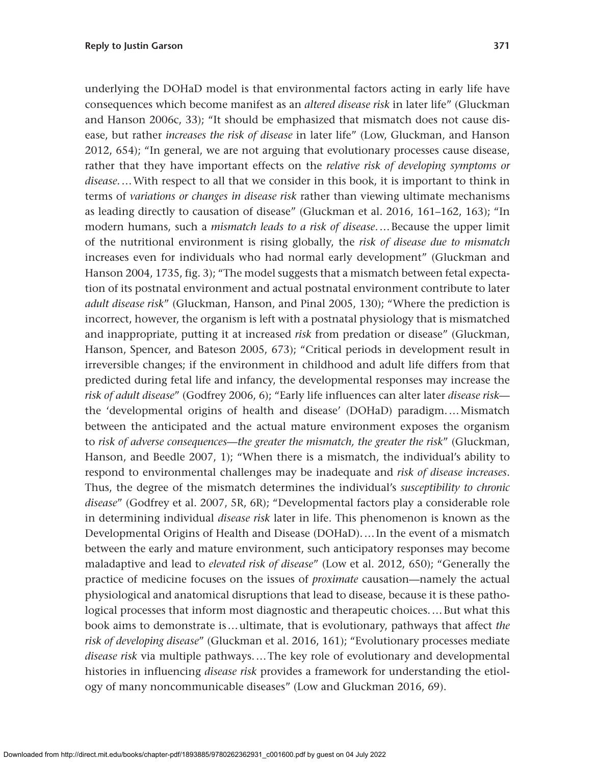underlying the DOHaD model is that environmental factors acting in early life have consequences which become manifest as an *altered disease risk* in later life" (Gluckman and Hanson 2006c, 33); "It should be emphasized that mismatch does not cause disease, but rather *increases the risk of disease* in later life" (Low, Gluckman, and Hanson 2012, 654); "In general, we are not arguing that evolutionary processes cause disease, rather that they have important effects on the *relative risk of developing symptoms or disease*.… With respect to all that we consider in this book, it is important to think in terms of *variations or changes in disease risk* rather than viewing ultimate mechanisms as leading directly to causation of disease" (Gluckman et al. 2016, 161–162, 163); "In modern humans, such a *mismatch leads to a risk of disease*.… Because the upper limit of the nutritional environment is rising globally, the *risk of disease due to mismatch* increases even for individuals who had normal early development" (Gluckman and Hanson 2004, 1735, fig. 3); "The model suggests that a mismatch between fetal expectation of its postnatal environment and actual postnatal environment contribute to later *adult disease risk*" (Gluckman, Hanson, and Pinal 2005, 130); "Where the prediction is incorrect, however, the organism is left with a postnatal physiology that is mismatched and inappropriate, putting it at increased *risk* from predation or disease" (Gluckman, Hanson, Spencer, and Bateson 2005, 673); "Critical periods in development result in irreversible changes; if the environment in childhood and adult life differs from that predicted during fetal life and infancy, the developmental responses may increase the *risk of adult disease*" (Godfrey 2006, 6); "Early life influences can alter later *disease risk*—the 'developmental origins of health and disease' (DOHaD) paradigm.… Mismatch between the anticipated and the actual mature environment exposes the organism to *risk of adverse consequences—the greater the mismatch, the greater the risk*" (Gluckman, Hanson, and Beedle 2007, 1); "When there is a mismatch, the individual's ability to respond to environmental challenges may be inadequate and *risk of disease increases*. Thus, the degree of the mismatch determines the individual's *susceptibility to chronic disease*" (Godfrey et al. 2007, 5R, 6R); "Developmental factors play a considerable role in determining individual *disease risk* later in life. This phenomenon is known as the Developmental Origins of Health and Disease (DOHaD).… In the event of a mismatch between the early and mature environment, such anticipatory responses may become maladaptive and lead to *elevated risk of disease*" (Low et al. 2012, 650); "Generally the practice of medicine focuses on the issues of *proximate* causation—namely the actual physiological and anatomical disruptions that lead to disease, because it is these pathological processes that inform most diagnostic and therapeutic choices.… But what this book aims to demonstrate is… ultimate, that is evolutionary, pathways that affect *the risk of developing disease*" (Gluckman et al. 2016, 161); "Evolutionary processes mediate *disease risk* via multiple pathways.… The key role of evolutionary and developmental histories in influencing *disease risk* provides a framework for understanding the etiology of many noncommunicable diseases" (Low and Gluckman 2016, 69).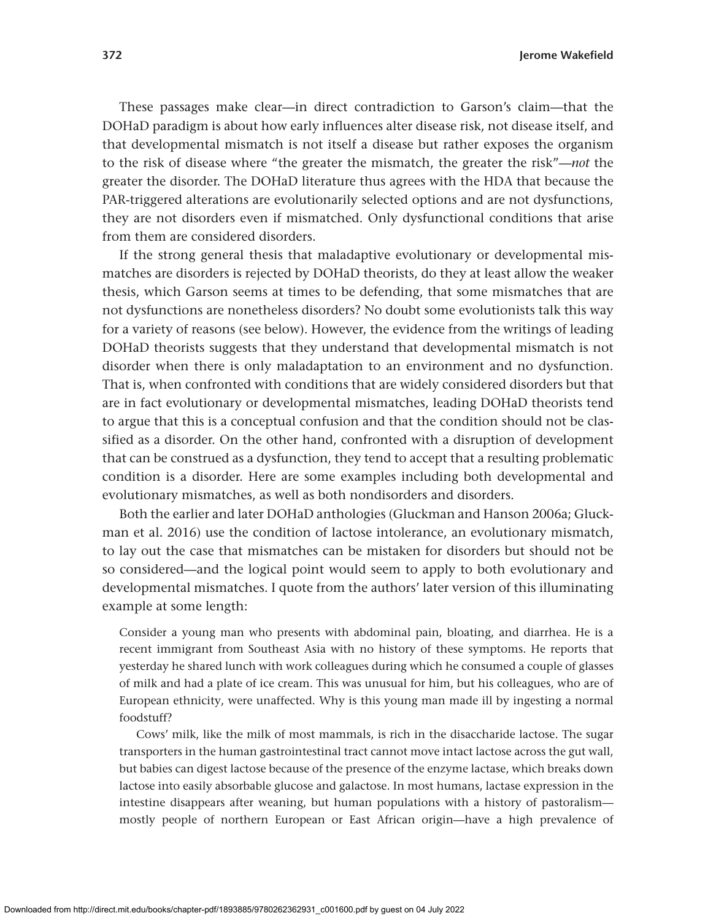These passages make clear—in direct contradiction to Garson's claim—that the DOHaD paradigm is about how early influences alter disease risk, not disease itself, and that developmental mismatch is not itself a disease but rather exposes the organism to the risk of disease where "the greater the mismatch, the greater the risk"—*not* the greater the disorder. The DOHaD literature thus agrees with the HDA that because the PAR-triggered alterations are evolutionarily selected options and are not dysfunctions, they are not disorders even if mismatched. Only dysfunctional conditions that arise from them are considered disorders.

If the strong general thesis that maladaptive evolutionary or developmental mismatches are disorders is rejected by DOHaD theorists, do they at least allow the weaker thesis, which Garson seems at times to be defending, that some mismatches that are not dysfunctions are nonetheless disorders? No doubt some evolutionists talk this way for a variety of reasons (see below). However, the evidence from the writings of leading DOHaD theorists suggests that they understand that developmental mismatch is not disorder when there is only maladaptation to an environment and no dysfunction. That is, when confronted with conditions that are widely considered disorders but that are in fact evolutionary or developmental mismatches, leading DOHaD theorists tend to argue that this is a conceptual confusion and that the condition should not be classified as a disorder. On the other hand, confronted with a disruption of development that can be construed as a dysfunction, they tend to accept that a resulting problematic condition is a disorder. Here are some examples including both developmental and evolutionary mismatches, as well as both nondisorders and disorders.

Both the earlier and later DOHaD anthologies (Gluckman and Hanson 2006a; Gluckman et al. 2016) use the condition of lactose intolerance, an evolutionary mismatch, to lay out the case that mismatches can be mistaken for disorders but should not be so considered—and the logical point would seem to apply to both evolutionary and developmental mismatches. I quote from the authors' later version of this illuminating example at some length:

> Consider a young man who presents with abdominal pain, bloating, and diarrhea. He is a recent immigrant from Southeast Asia with no history of these symptoms. He reports that yesterday he shared lunch with work colleagues during which he consumed a couple of glasses of milk and had a plate of ice cream. This was unusual for him, but his colleagues, who are of European ethnicity, were unaffected. Why is this young man made ill by ingesting a normal foodstuff?
>
> Cows' milk, like the milk of most mammals, is rich in the disaccharide lactose. The sugar transporters in the human gastrointestinal tract cannot move intact lactose across the gut wall, but babies can digest lactose because of the presence of the enzyme lactase, which breaks down lactose into easily absorbable glucose and galactose. In most humans, lactase expression in the intestine disappears after weaning, but human populations with a history of pastoralism—mostly people of northern European or East African origin—have a high prevalence of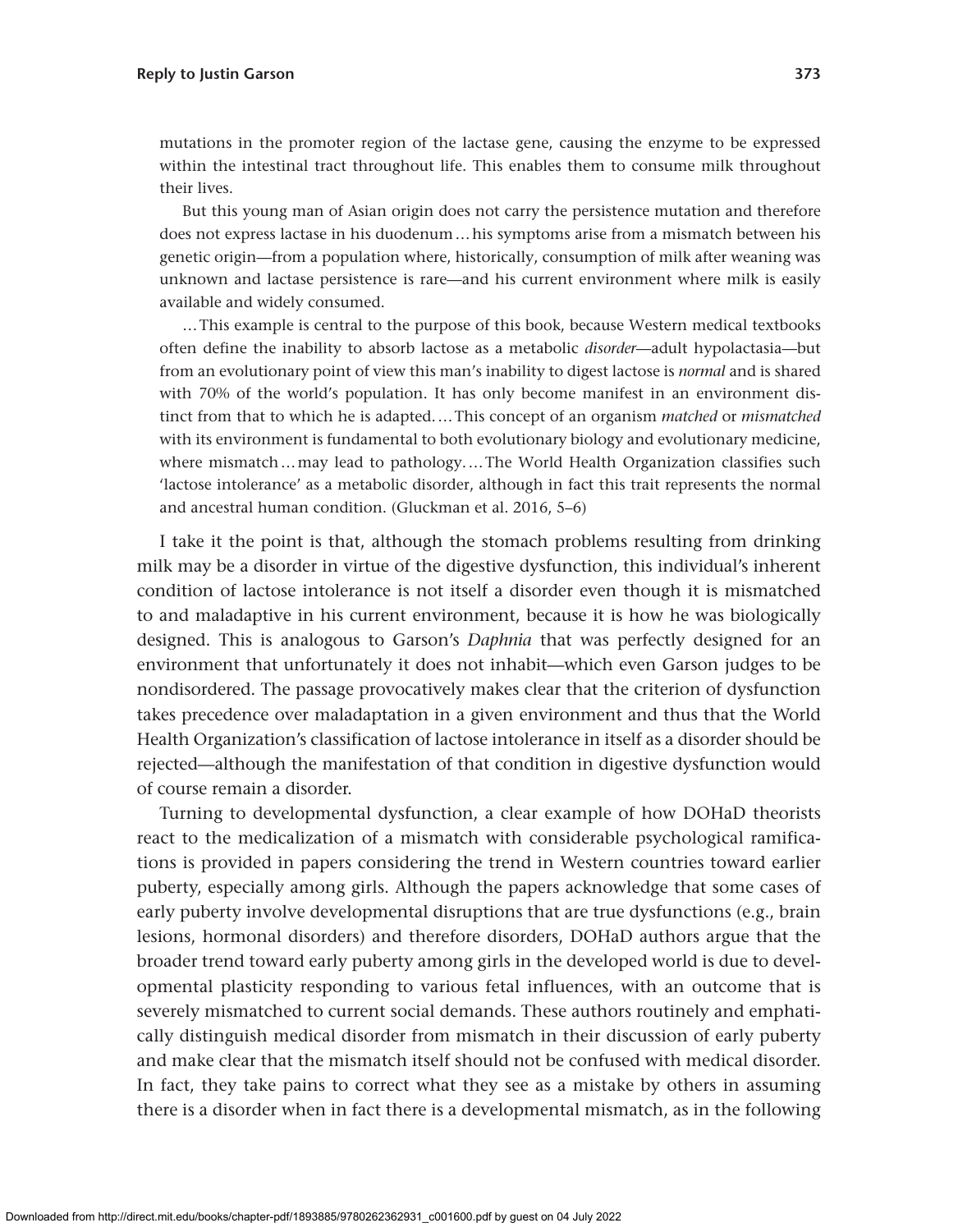mutations in the promoter region of the lactase gene, causing the enzyme to be expressed within the intestinal tract throughout life. This enables them to consume milk throughout their lives.

> But this young man of Asian origin does not carry the persistence mutation and therefore does not express lactase in his duodenum…his symptoms arise from a mismatch between his genetic origin—from a population where, historically, consumption of milk after weaning was unknown and lactase persistence is rare—and his current environment where milk is easily available and widely consumed.
>
> …This example is central to the purpose of this book, because Western medical textbooks often define the inability to absorb lactose as a metabolic *disorder*—adult hypolactasia—but from an evolutionary point of view this man's inability to digest lactose is *normal* and is shared with 70% of the world's population. It has only become manifest in an environment distinct from that to which he is adapted.…This concept of an organism *matched* or *mismatched* with its environment is fundamental to both evolutionary biology and evolutionary medicine, where mismatch…may lead to pathology.…The World Health Organization classifies such 'lactose intolerance' as a metabolic disorder, although in fact this trait represents the normal and ancestral human condition. (Gluckman et al. 2016, 5–6)

I take it the point is that, although the stomach problems resulting from drinking milk may be a disorder in virtue of the digestive dysfunction, this individual's inherent condition of lactose intolerance is not itself a disorder even though it is mismatched to and maladaptive in his current environment, because it is how he was biologically designed. This is analogous to Garson's *Daphnia* that was perfectly designed for an environment that unfortunately it does not inhabit—which even Garson judges to be nondisordered. The passage provocatively makes clear that the criterion of dysfunction takes precedence over maladaptation in a given environment and thus that the World Health Organization's classification of lactose intolerance in itself as a disorder should be rejected—although the manifestation of that condition in digestive dysfunction would of course remain a disorder.

Turning to developmental dysfunction, a clear example of how DOHaD theorists react to the medicalization of a mismatch with considerable psychological ramifications is provided in papers considering the trend in Western countries toward earlier puberty, especially among girls. Although the papers acknowledge that some cases of early puberty involve developmental disruptions that are true dysfunctions (e.g., brain lesions, hormonal disorders) and therefore disorders, DOHaD authors argue that the broader trend toward early puberty among girls in the developed world is due to developmental plasticity responding to various fetal influences, with an outcome that is severely mismatched to current social demands. These authors routinely and emphatically distinguish medical disorder from mismatch in their discussion of early puberty and make clear that the mismatch itself should not be confused with medical disorder. In fact, they take pains to correct what they see as a mistake by others in assuming there is a disorder when in fact there is a developmental mismatch, as in the following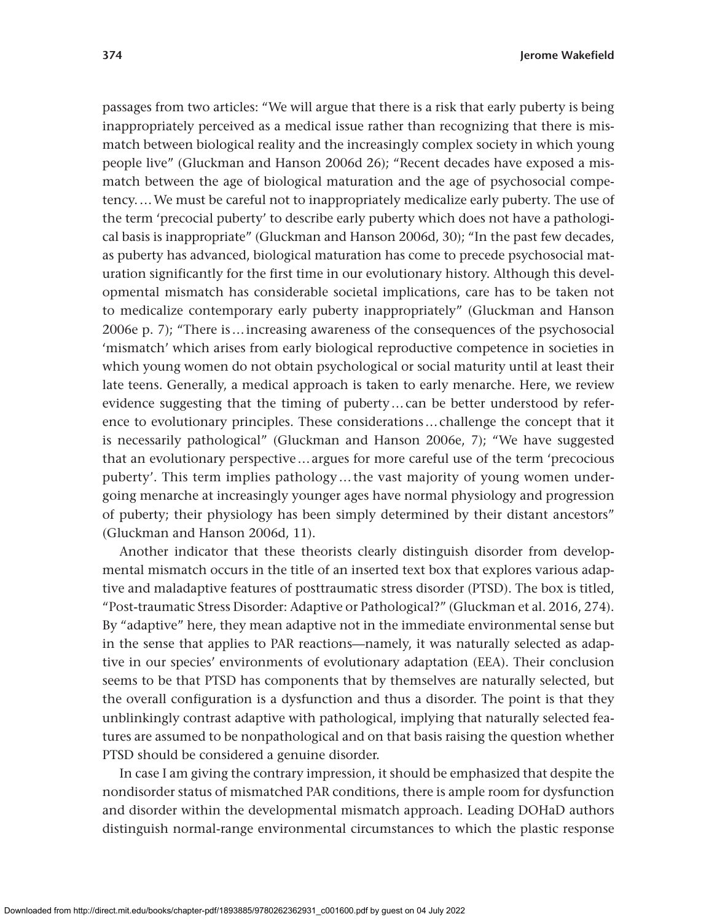passages from two articles: "We will argue that there is a risk that early puberty is being inappropriately perceived as a medical issue rather than recognizing that there is mismatch between biological reality and the increasingly complex society in which young people live" (Gluckman and Hanson 2006d 26); "Recent decades have exposed a mismatch between the age of biological maturation and the age of psychosocial competency. … We must be careful not to inappropriately medicalize early puberty. The use of the term 'precocial puberty' to describe early puberty which does not have a pathological basis is inappropriate" (Gluckman and Hanson 2006d, 30); "In the past few decades, as puberty has advanced, biological maturation has come to precede psychosocial maturation significantly for the first time in our evolutionary history. Although this developmental mismatch has considerable societal implications, care has to be taken not to medicalize contemporary early puberty inappropriately" (Gluckman and Hanson 2006e p. 7); "There is … increasing awareness of the consequences of the psychosocial 'mismatch' which arises from early biological reproductive competence in societies in which young women do not obtain psychological or social maturity until at least their late teens. Generally, a medical approach is taken to early menarche. Here, we review evidence suggesting that the timing of puberty … can be better understood by reference to evolutionary principles. These considerations … challenge the concept that it is necessarily pathological" (Gluckman and Hanson 2006e, 7); "We have suggested that an evolutionary perspective … argues for more careful use of the term 'precocious puberty'. This term implies pathology … the vast majority of young women undergoing menarche at increasingly younger ages have normal physiology and progression of puberty; their physiology has been simply determined by their distant ancestors" (Gluckman and Hanson 2006d, 11).

Another indicator that these theorists clearly distinguish disorder from developmental mismatch occurs in the title of an inserted text box that explores various adaptive and maladaptive features of posttraumatic stress disorder (PTSD). The box is titled, "Post-traumatic Stress Disorder: Adaptive or Pathological?" (Gluckman et al. 2016, 274). By "adaptive" here, they mean adaptive not in the immediate environmental sense but in the sense that applies to PAR reactions—namely, it was naturally selected as adaptive in our species' environments of evolutionary adaptation (EEA). Their conclusion seems to be that PTSD has components that by themselves are naturally selected, but the overall configuration is a dysfunction and thus a disorder. The point is that they unblinkingly contrast adaptive with pathological, implying that naturally selected features are assumed to be nonpathological and on that basis raising the question whether PTSD should be considered a genuine disorder.

In case I am giving the contrary impression, it should be emphasized that despite the nondisorder status of mismatched PAR conditions, there is ample room for dysfunction and disorder within the developmental mismatch approach. Leading DOHaD authors distinguish normal-range environmental circumstances to which the plastic response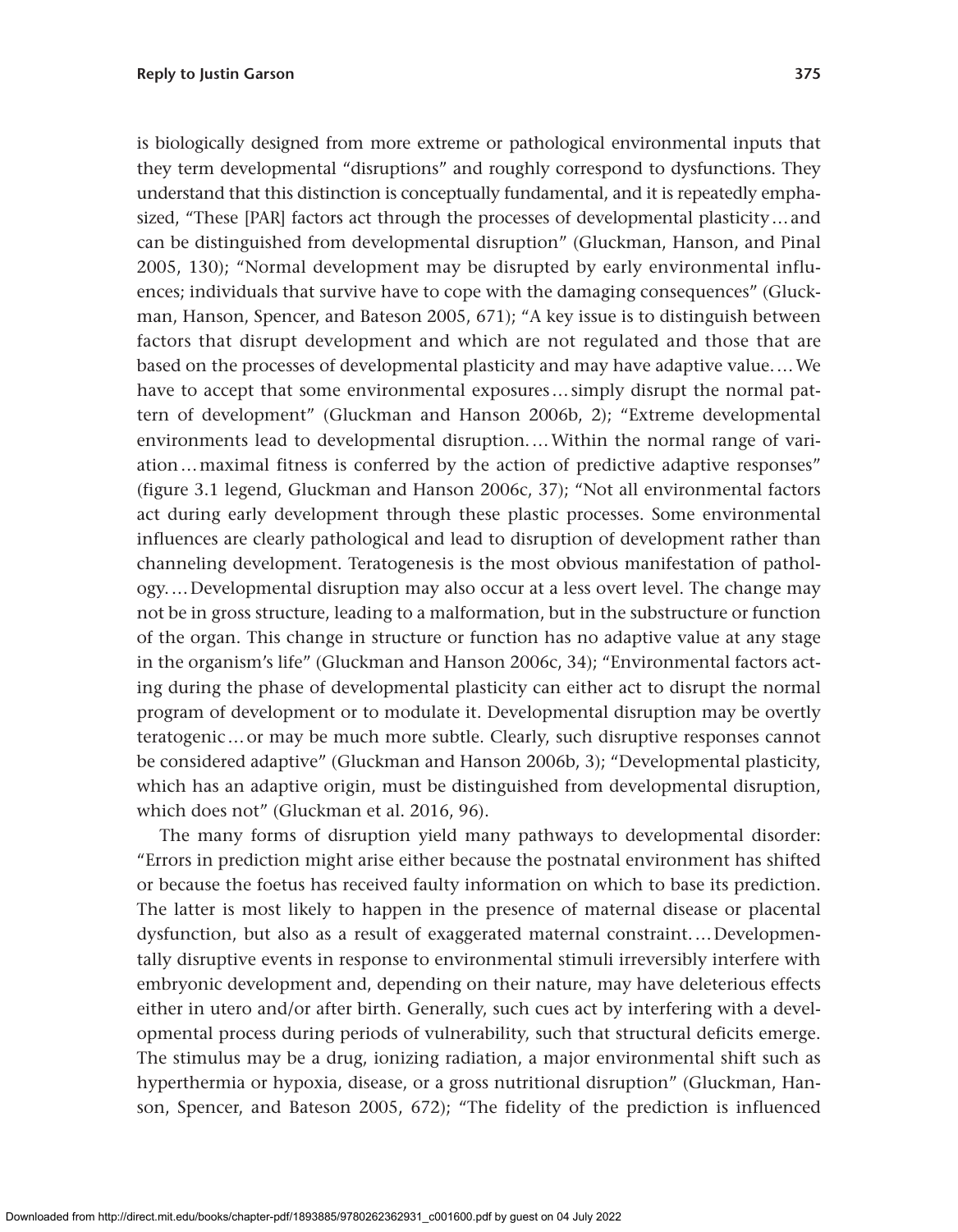is biologically designed from more extreme or pathological environmental inputs that they term developmental "disruptions" and roughly correspond to dysfunctions. They understand that this distinction is conceptually fundamental, and it is repeatedly emphasized, "These [PAR] factors act through the processes of developmental plasticity … and can be distinguished from developmental disruption" (Gluckman, Hanson, and Pinal 2005, 130); "Normal development may be disrupted by early environmental influences; individuals that survive have to cope with the damaging consequences" (Gluckman, Hanson, Spencer, and Bateson 2005, 671); "A key issue is to distinguish between factors that disrupt development and which are not regulated and those that are based on the processes of developmental plasticity and may have adaptive value. … We have to accept that some environmental exposures … simply disrupt the normal pattern of development" (Gluckman and Hanson 2006b, 2); "Extreme developmental environments lead to developmental disruption. … Within the normal range of variation … maximal fitness is conferred by the action of predictive adaptive responses" (figure 3.1 legend, Gluckman and Hanson 2006c, 37); "Not all environmental factors act during early development through these plastic processes. Some environmental influences are clearly pathological and lead to disruption of development rather than channeling development. Teratogenesis is the most obvious manifestation of pathology. … Developmental disruption may also occur at a less overt level. The change may not be in gross structure, leading to a malformation, but in the substructure or function of the organ. This change in structure or function has no adaptive value at any stage in the organism's life" (Gluckman and Hanson 2006c, 34); "Environmental factors acting during the phase of developmental plasticity can either act to disrupt the normal program of development or to modulate it. Developmental disruption may be overtly teratogenic … or may be much more subtle. Clearly, such disruptive responses cannot be considered adaptive" (Gluckman and Hanson 2006b, 3); "Developmental plasticity, which has an adaptive origin, must be distinguished from developmental disruption, which does not" (Gluckman et al. 2016, 96).

The many forms of disruption yield many pathways to developmental disorder: "Errors in prediction might arise either because the postnatal environment has shifted or because the foetus has received faulty information on which to base its prediction. The latter is most likely to happen in the presence of maternal disease or placental dysfunction, but also as a result of exaggerated maternal constraint. … Developmentally disruptive events in response to environmental stimuli irreversibly interfere with embryonic development and, depending on their nature, may have deleterious effects either in utero and/or after birth. Generally, such cues act by interfering with a developmental process during periods of vulnerability, such that structural deficits emerge. The stimulus may be a drug, ionizing radiation, a major environmental shift such as hyperthermia or hypoxia, disease, or a gross nutritional disruption" (Gluckman, Hanson, Spencer, and Bateson 2005, 672); "The fidelity of the prediction is influenced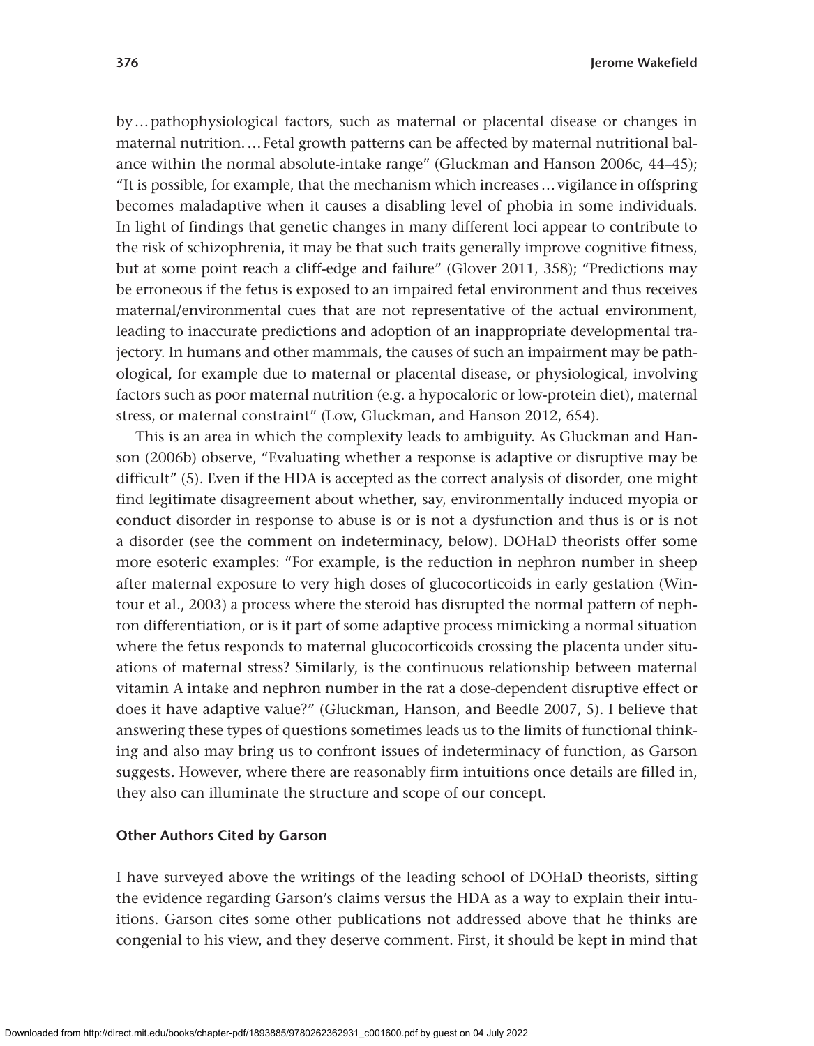by … pathophysiological factors, such as maternal or placental disease or changes in maternal nutrition. … Fetal growth patterns can be affected by maternal nutritional balance within the normal absolute-intake range" (Gluckman and Hanson 2006c, 44–45); "It is possible, for example, that the mechanism which increases … vigilance in offspring becomes maladaptive when it causes a disabling level of phobia in some individuals. In light of findings that genetic changes in many different loci appear to contribute to the risk of schizophrenia, it may be that such traits generally improve cognitive fitness, but at some point reach a cliff-edge and failure" (Glover 2011, 358); "Predictions may be erroneous if the fetus is exposed to an impaired fetal environment and thus receives maternal/environmental cues that are not representative of the actual environment, leading to inaccurate predictions and adoption of an inappropriate developmental trajectory. In humans and other mammals, the causes of such an impairment may be pathological, for example due to maternal or placental disease, or physiological, involving factors such as poor maternal nutrition (e.g. a hypocaloric or low-protein diet), maternal stress, or maternal constraint" (Low, Gluckman, and Hanson 2012, 654).

This is an area in which the complexity leads to ambiguity. As Gluckman and Hanson (2006b) observe, "Evaluating whether a response is adaptive or disruptive may be difficult" (5). Even if the HDA is accepted as the correct analysis of disorder, one might find legitimate disagreement about whether, say, environmentally induced myopia or conduct disorder in response to abuse is or is not a dysfunction and thus is or is not a disorder (see the comment on indeterminacy, below). DOHaD theorists offer some more esoteric examples: "For example, is the reduction in nephron number in sheep after maternal exposure to very high doses of glucocorticoids in early gestation (Wintour et al., 2003) a process where the steroid has disrupted the normal pattern of nephron differentiation, or is it part of some adaptive process mimicking a normal situation where the fetus responds to maternal glucocorticoids crossing the placenta under situations of maternal stress? Similarly, is the continuous relationship between maternal vitamin A intake and nephron number in the rat a dose-dependent disruptive effect or does it have adaptive value?" (Gluckman, Hanson, and Beedle 2007, 5). I believe that answering these types of questions sometimes leads us to the limits of functional thinking and also may bring us to confront issues of indeterminacy of function, as Garson suggests. However, where there are reasonably firm intuitions once details are filled in, they also can illuminate the structure and scope of our concept.

### Other Authors Cited by Garson

I have surveyed above the writings of the leading school of DOHaD theorists, sifting the evidence regarding Garson's claims versus the HDA as a way to explain their intuitions. Garson cites some other publications not addressed above that he thinks are congenial to his view, and they deserve comment. First, it should be kept in mind that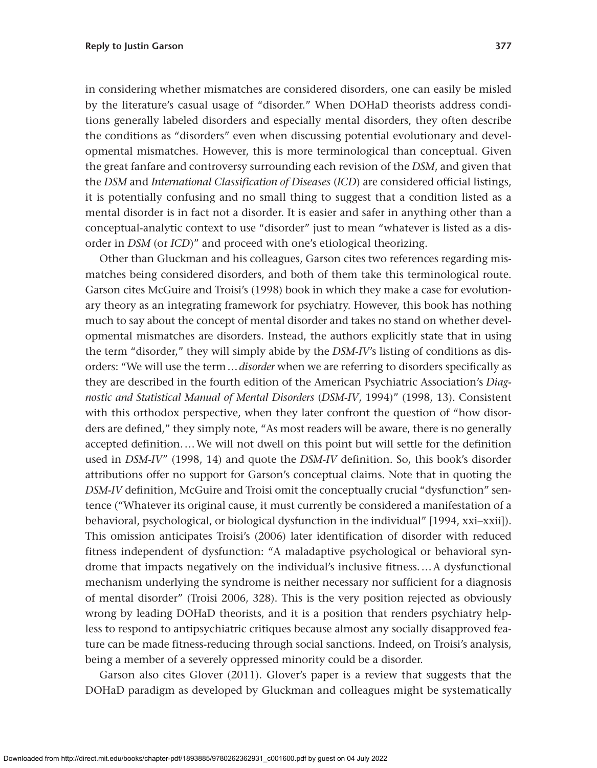in considering whether mismatches are considered disorders, one can easily be misled by the literature's casual usage of "disorder." When DOHaD theorists address conditions generally labeled disorders and especially mental disorders, they often describe the conditions as "disorders" even when discussing potential evolutionary and developmental mismatches. However, this is more terminological than conceptual. Given the great fanfare and controversy surrounding each revision of the *DSM*, and given that the *DSM* and *International Classification of Diseases* (*ICD*) are considered official listings, it is potentially confusing and no small thing to suggest that a condition listed as a mental disorder is in fact not a disorder. It is easier and safer in anything other than a conceptual-analytic context to use "disorder" just to mean "whatever is listed as a disorder in *DSM* (or *ICD*)" and proceed with one's etiological theorizing.

Other than Gluckman and his colleagues, Garson cites two references regarding mismatches being considered disorders, and both of them take this terminological route. Garson cites McGuire and Troisi's (1998) book in which they make a case for evolutionary theory as an integrating framework for psychiatry. However, this book has nothing much to say about the concept of mental disorder and takes no stand on whether developmental mismatches are disorders. Instead, the authors explicitly state that in using the term "disorder," they will simply abide by the *DSM-IV*'s listing of conditions as disorders: "We will use the term … *disorder* when we are referring to disorders specifically as they are described in the fourth edition of the American Psychiatric Association's *Diagnostic and Statistical Manual of Mental Disorders* (*DSM-IV*, 1994)" (1998, 13). Consistent with this orthodox perspective, when they later confront the question of "how disorders are defined," they simply note, "As most readers will be aware, there is no generally accepted definition. … We will not dwell on this point but will settle for the definition used in *DSM-IV*" (1998, 14) and quote the *DSM-IV* definition. So, this book's disorder attributions offer no support for Garson's conceptual claims. Note that in quoting the *DSM-IV* definition, McGuire and Troisi omit the conceptually crucial "dysfunction" sentence ("Whatever its original cause, it must currently be considered a manifestation of a behavioral, psychological, or biological dysfunction in the individual" [1994, xxi–xxii]). This omission anticipates Troisi's (2006) later identification of disorder with reduced fitness independent of dysfunction: "A maladaptive psychological or behavioral syndrome that impacts negatively on the individual's inclusive fitness. … A dysfunctional mechanism underlying the syndrome is neither necessary nor sufficient for a diagnosis of mental disorder" (Troisi 2006, 328). This is the very position rejected as obviously wrong by leading DOHaD theorists, and it is a position that renders psychiatry helpless to respond to antipsychiatric critiques because almost any socially disapproved feature can be made fitness-reducing through social sanctions. Indeed, on Troisi's analysis, being a member of a severely oppressed minority could be a disorder.

Garson also cites Glover (2011). Glover's paper is a review that suggests that the DOHaD paradigm as developed by Gluckman and colleagues might be systematically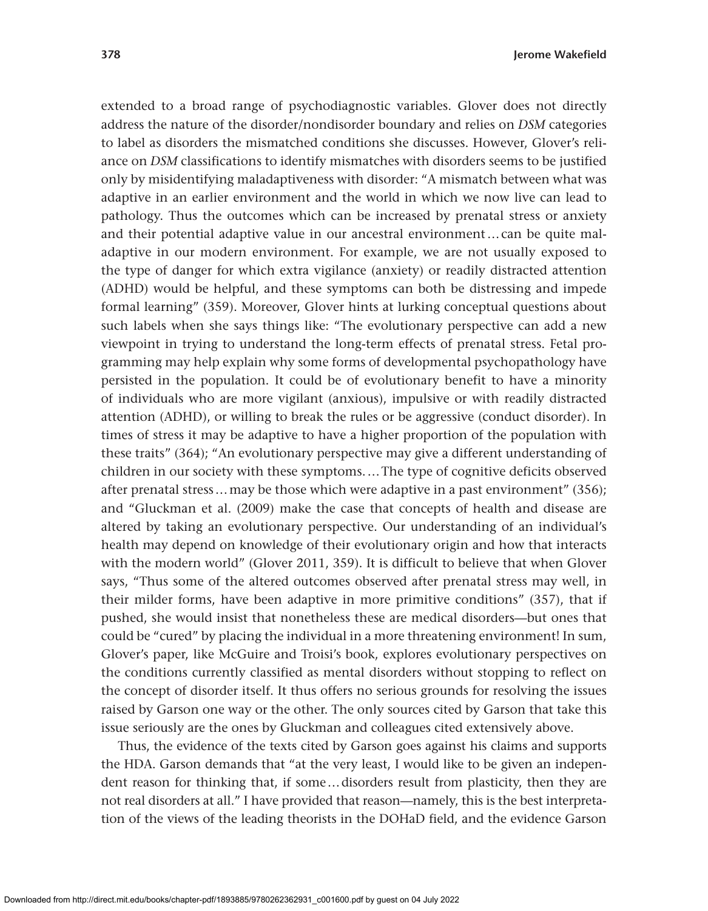extended to a broad range of psychodiagnostic variables. Glover does not directly address the nature of the disorder/nondisorder boundary and relies on *DSM* categories to label as disorders the mismatched conditions she discusses. However, Glover's reliance on *DSM* classifications to identify mismatches with disorders seems to be justified only by misidentifying maladaptiveness with disorder: "A mismatch between what was adaptive in an earlier environment and the world in which we now live can lead to pathology. Thus the outcomes which can be increased by prenatal stress or anxiety and their potential adaptive value in our ancestral environment…can be quite maladaptive in our modern environment. For example, we are not usually exposed to the type of danger for which extra vigilance (anxiety) or readily distracted attention (ADHD) would be helpful, and these symptoms can both be distressing and impede formal learning" (359). Moreover, Glover hints at lurking conceptual questions about such labels when she says things like: "The evolutionary perspective can add a new viewpoint in trying to understand the long-term effects of prenatal stress. Fetal programming may help explain why some forms of developmental psychopathology have persisted in the population. It could be of evolutionary benefit to have a minority of individuals who are more vigilant (anxious), impulsive or with readily distracted attention (ADHD), or willing to break the rules or be aggressive (conduct disorder). In times of stress it may be adaptive to have a higher proportion of the population with these traits" (364); "An evolutionary perspective may give a different understanding of children in our society with these symptoms.…The type of cognitive deficits observed after prenatal stress…may be those which were adaptive in a past environment" (356); and "Gluckman et al. (2009) make the case that concepts of health and disease are altered by taking an evolutionary perspective. Our understanding of an individual's health may depend on knowledge of their evolutionary origin and how that interacts with the modern world" (Glover 2011, 359). It is difficult to believe that when Glover says, "Thus some of the altered outcomes observed after prenatal stress may well, in their milder forms, have been adaptive in more primitive conditions" (357), that if pushed, she would insist that nonetheless these are medical disorders—but ones that could be "cured" by placing the individual in a more threatening environment! In sum, Glover's paper, like McGuire and Troisi's book, explores evolutionary perspectives on the conditions currently classified as mental disorders without stopping to reflect on the concept of disorder itself. It thus offers no serious grounds for resolving the issues raised by Garson one way or the other. The only sources cited by Garson that take this issue seriously are the ones by Gluckman and colleagues cited extensively above.

Thus, the evidence of the texts cited by Garson goes against his claims and supports the HDA. Garson demands that "at the very least, I would like to be given an independent reason for thinking that, if some…disorders result from plasticity, then they are not real disorders at all." I have provided that reason—namely, this is the best interpretation of the views of the leading theorists in the DOHaD field, and the evidence Garson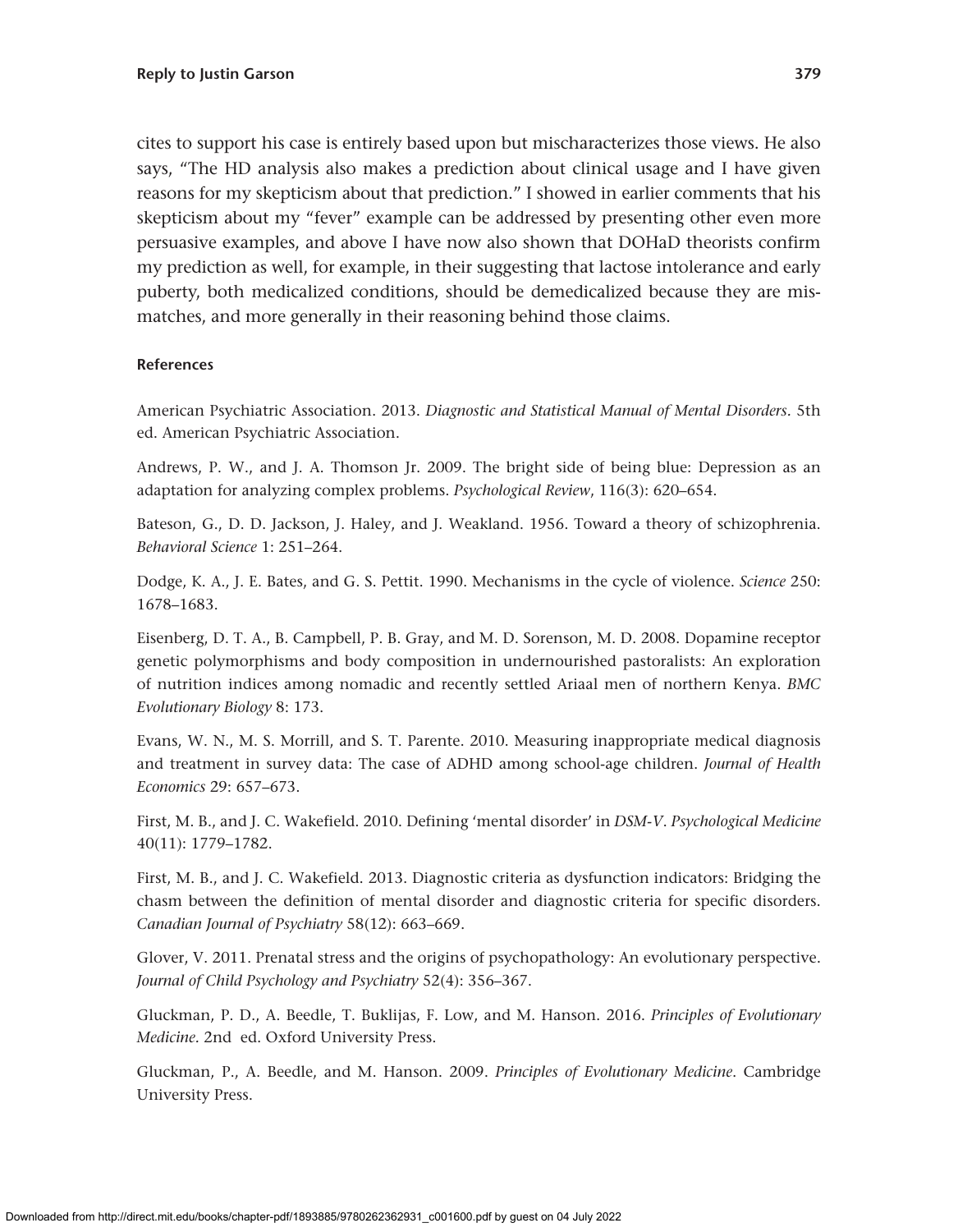cites to support his case is entirely based upon but mischaracterizes those views. He also says, "The HD analysis also makes a prediction about clinical usage and I have given reasons for my skepticism about that prediction." I showed in earlier comments that his skepticism about my "fever" example can be addressed by presenting other even more persuasive examples, and above I have now also shown that DOHaD theorists confirm my prediction as well, for example, in their suggesting that lactose intolerance and early puberty, both medicalized conditions, should be demedicalized because they are mismatches, and more generally in their reasoning behind those claims.

#### References

American Psychiatric Association. 2013. *Diagnostic and Statistical Manual of Mental Disorders*. 5th ed. American Psychiatric Association.

Andrews, P. W., and J. A. Thomson Jr. 2009. The bright side of being blue: Depression as an adaptation for analyzing complex problems. *Psychological Review*, 116(3): 620–654.

Bateson, G., D. D. Jackson, J. Haley, and J. Weakland. 1956. Toward a theory of schizophrenia. *Behavioral Science* 1: 251–264.

Dodge, K. A., J. E. Bates, and G. S. Pettit. 1990. Mechanisms in the cycle of violence. *Science* 250: 1678–1683.

Eisenberg, D. T. A., B. Campbell, P. B. Gray, and M. D. Sorenson, M. D. 2008. Dopamine receptor genetic polymorphisms and body composition in undernourished pastoralists: An exploration of nutrition indices among nomadic and recently settled Ariaal men of northern Kenya. *BMC Evolutionary Biology* 8: 173.

Evans, W. N., M. S. Morrill, and S. T. Parente. 2010. Measuring inappropriate medical diagnosis and treatment in survey data: The case of ADHD among school-age children. *Journal of Health Economics* 29: 657–673.

First, M. B., and J. C. Wakefield. 2010. Defining 'mental disorder' in *DSM-V*. *Psychological Medicine* 40(11): 1779–1782.

First, M. B., and J. C. Wakefield. 2013. Diagnostic criteria as dysfunction indicators: Bridging the chasm between the definition of mental disorder and diagnostic criteria for specific disorders. *Canadian Journal of Psychiatry* 58(12): 663–669.

Glover, V. 2011. Prenatal stress and the origins of psychopathology: An evolutionary perspective. *Journal of Child Psychology and Psychiatry* 52(4): 356–367.

Gluckman, P. D., A. Beedle, T. Buklijas, F. Low, and M. Hanson. 2016. *Principles of Evolutionary Medicine*. 2nd ed. Oxford University Press.

Gluckman, P., A. Beedle, and M. Hanson. 2009. *Principles of Evolutionary Medicine*. Cambridge University Press.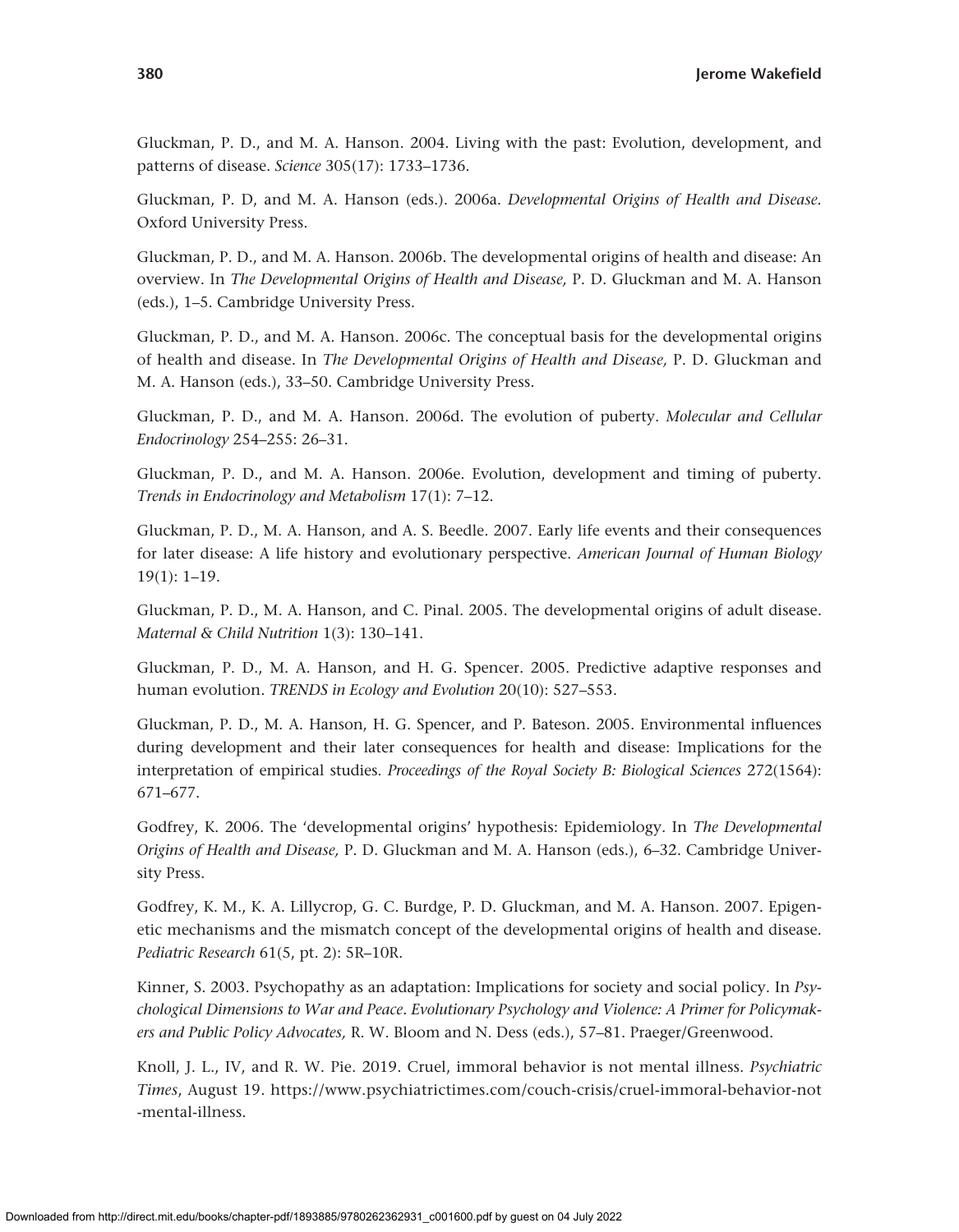Gluckman, P. D., and M. A. Hanson. 2004. Living with the past: Evolution, development, and patterns of disease. *Science* 305(17): 1733–1736.

Gluckman, P. D, and M. A. Hanson (eds.). 2006a. *Developmental Origins of Health and Disease.* Oxford University Press.

Gluckman, P. D., and M. A. Hanson. 2006b. The developmental origins of health and disease: An overview. In *The Developmental Origins of Health and Disease,* P. D. Gluckman and M. A. Hanson (eds.), 1–5. Cambridge University Press.

Gluckman, P. D., and M. A. Hanson. 2006c. The conceptual basis for the developmental origins of health and disease. In *The Developmental Origins of Health and Disease,* P. D. Gluckman and M. A. Hanson (eds.), 33–50. Cambridge University Press.

Gluckman, P. D., and M. A. Hanson. 2006d. The evolution of puberty. *Molecular and Cellular Endocrinology* 254–255: 26–31.

Gluckman, P. D., and M. A. Hanson. 2006e. Evolution, development and timing of puberty. *Trends in Endocrinology and Metabolism* 17(1): 7–12.

Gluckman, P. D., M. A. Hanson, and A. S. Beedle. 2007. Early life events and their consequences for later disease: A life history and evolutionary perspective. *American Journal of Human Biology* 19(1): 1–19.

Gluckman, P. D., M. A. Hanson, and C. Pinal. 2005. The developmental origins of adult disease. *Maternal & Child Nutrition* 1(3): 130–141.

Gluckman, P. D., M. A. Hanson, and H. G. Spencer. 2005. Predictive adaptive responses and human evolution. *TRENDS in Ecology and Evolution* 20(10): 527–553.

Gluckman, P. D., M. A. Hanson, H. G. Spencer, and P. Bateson. 2005. Environmental influences during development and their later consequences for health and disease: Implications for the interpretation of empirical studies. *Proceedings of the Royal Society B: Biological Sciences* 272(1564): 671–677.

Godfrey, K. 2006. The 'developmental origins' hypothesis: Epidemiology. In *The Developmental Origins of Health and Disease,* P. D. Gluckman and M. A. Hanson (eds.), 6–32. Cambridge University Press.

Godfrey, K. M., K. A. Lillycrop, G. C. Burdge, P. D. Gluckman, and M. A. Hanson. 2007. Epigenetic mechanisms and the mismatch concept of the developmental origins of health and disease. *Pediatric Research* 61(5, pt. 2): 5R–10R.

Kinner, S. 2003. Psychopathy as an adaptation: Implications for society and social policy. In *Psychological Dimensions to War and Peace. Evolutionary Psychology and Violence: A Primer for Policymakers and Public Policy Advocates,* R. W. Bloom and N. Dess (eds.), 57–81. Praeger/Greenwood.

Knoll, J. L., IV, and R. W. Pie. 2019. Cruel, immoral behavior is not mental illness. *Psychiatric Times*, August 19. https://www.psychiatrictimes.com/couch-crisis/cruel-immoral-behavior-not-mental-illness.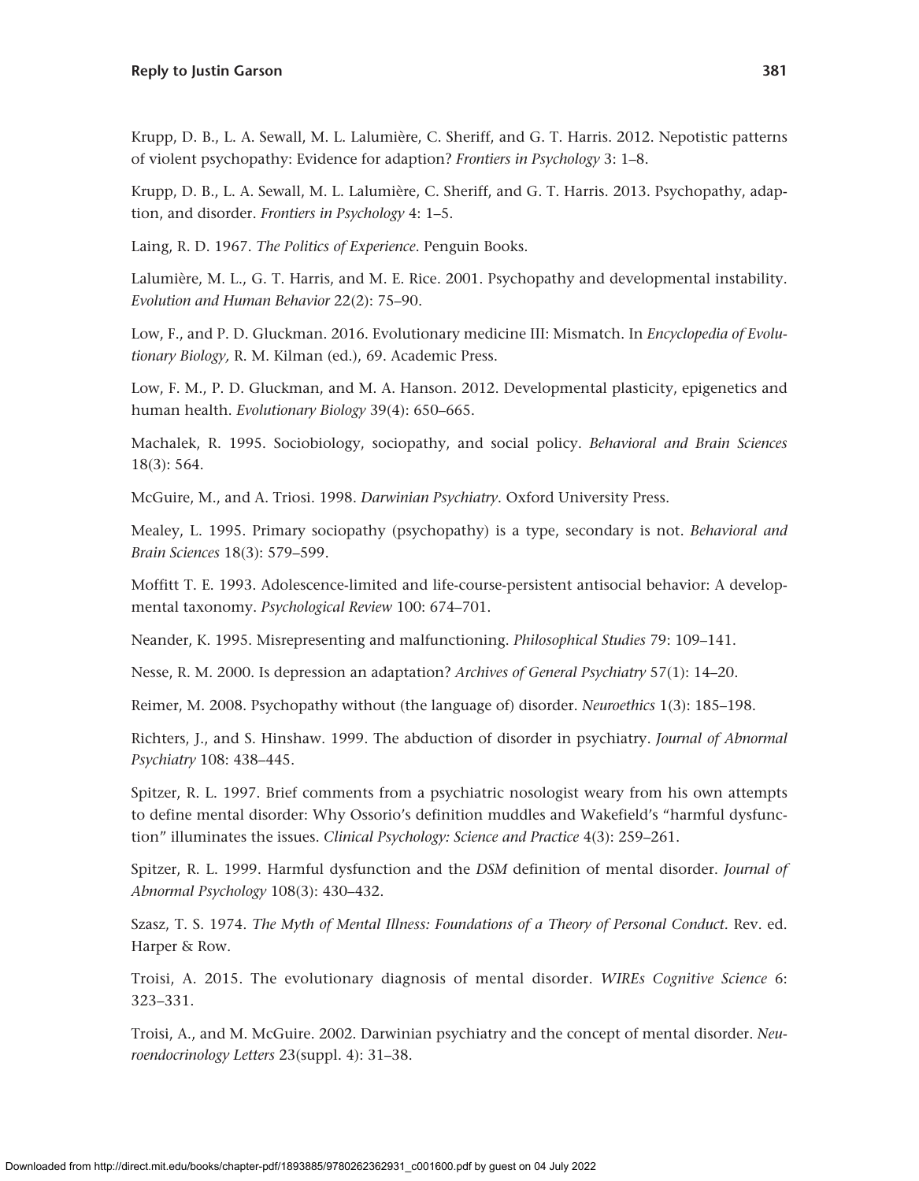Krupp, D. B., L. A. Sewall, M. L. Lalumière, C. Sheriff, and G. T. Harris. 2012. Nepotistic patterns of violent psychopathy: Evidence for adaption? *Frontiers in Psychology* 3: 1–8.

Krupp, D. B., L. A. Sewall, M. L. Lalumière, C. Sheriff, and G. T. Harris. 2013. Psychopathy, adaption, and disorder. *Frontiers in Psychology* 4: 1–5.

Laing, R. D. 1967. *The Politics of Experience*. Penguin Books.

Lalumière, M. L., G. T. Harris, and M. E. Rice. 2001. Psychopathy and developmental instability. *Evolution and Human Behavior* 22(2): 75–90.

Low, F., and P. D. Gluckman. 2016. Evolutionary medicine III: Mismatch. In *Encyclopedia of Evolutionary Biology,* R. M. Kilman (ed.), 69. Academic Press.

Low, F. M., P. D. Gluckman, and M. A. Hanson. 2012. Developmental plasticity, epigenetics and human health. *Evolutionary Biology* 39(4): 650–665.

Machalek, R. 1995. Sociobiology, sociopathy, and social policy. *Behavioral and Brain Sciences* 18(3): 564.

McGuire, M., and A. Triosi. 1998. *Darwinian Psychiatry*. Oxford University Press.

Mealey, L. 1995. Primary sociopathy (psychopathy) is a type, secondary is not. *Behavioral and Brain Sciences* 18(3): 579–599.

Moffitt T. E. 1993. Adolescence-limited and life-course-persistent antisocial behavior: A developmental taxonomy. *Psychological Review* 100: 674–701.

Neander, K. 1995. Misrepresenting and malfunctioning. *Philosophical Studies* 79: 109–141.

Nesse, R. M. 2000. Is depression an adaptation? *Archives of General Psychiatry* 57(1): 14–20.

Reimer, M. 2008. Psychopathy without (the language of) disorder. *Neuroethics* 1(3): 185–198.

Richters, J., and S. Hinshaw. 1999. The abduction of disorder in psychiatry. *Journal of Abnormal Psychiatry* 108: 438–445.

Spitzer, R. L. 1997. Brief comments from a psychiatric nosologist weary from his own attempts to define mental disorder: Why Ossorio's definition muddles and Wakefield's "harmful dysfunction" illuminates the issues. *Clinical Psychology: Science and Practice* 4(3): 259–261.

Spitzer, R. L. 1999. Harmful dysfunction and the *DSM* definition of mental disorder. *Journal of Abnormal Psychology* 108(3): 430–432.

Szasz, T. S. 1974. *The Myth of Mental Illness: Foundations of a Theory of Personal Conduct*. Rev. ed. Harper & Row.

Troisi, A. 2015. The evolutionary diagnosis of mental disorder. *WIREs Cognitive Science* 6: 323–331.

Troisi, A., and M. McGuire. 2002. Darwinian psychiatry and the concept of mental disorder. *Neuroendocrinology Letters* 23(suppl. 4): 31–38.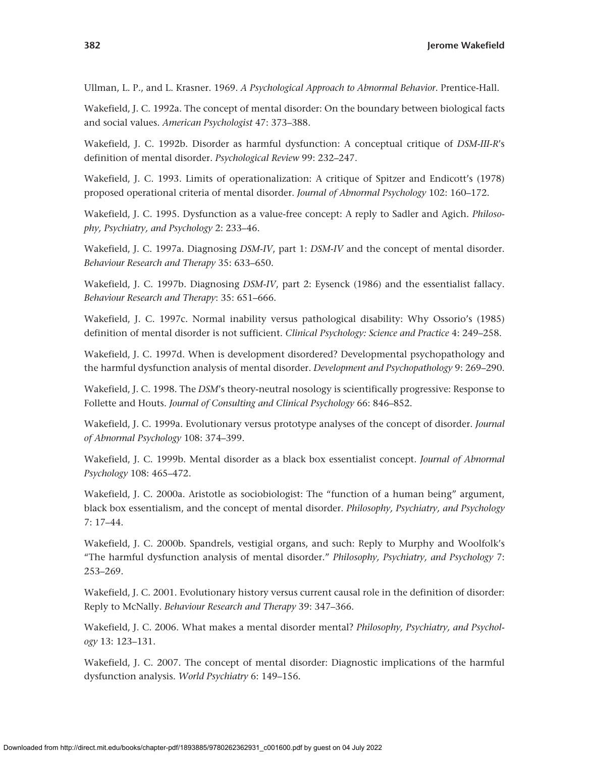Ullman, L. P., and L. Krasner. 1969. *A Psychological Approach to Abnormal Behavior*. Prentice-Hall.

Wakefield, J. C. 1992a. The concept of mental disorder: On the boundary between biological facts and social values. *American Psychologist* 47: 373–388.

Wakefield, J. C. 1992b. Disorder as harmful dysfunction: A conceptual critique of *DSM-III-R*'s definition of mental disorder. *Psychological Review* 99: 232–247.

Wakefield, J. C. 1993. Limits of operationalization: A critique of Spitzer and Endicott's (1978) proposed operational criteria of mental disorder. *Journal of Abnormal Psychology* 102: 160–172.

Wakefield, J. C. 1995. Dysfunction as a value-free concept: A reply to Sadler and Agich. *Philosophy, Psychiatry, and Psychology* 2: 233–46.

Wakefield, J. C. 1997a. Diagnosing *DSM-IV*, part 1: *DSM-IV* and the concept of mental disorder. *Behaviour Research and Therapy* 35: 633–650.

Wakefield, J. C. 1997b. Diagnosing *DSM-IV*, part 2: Eysenck (1986) and the essentialist fallacy. *Behaviour Research and Therapy*: 35: 651–666.

Wakefield, J. C. 1997c. Normal inability versus pathological disability: Why Ossorio's (1985) definition of mental disorder is not sufficient. *Clinical Psychology: Science and Practice* 4: 249–258.

Wakefield, J. C. 1997d. When is development disordered? Developmental psychopathology and the harmful dysfunction analysis of mental disorder. *Development and Psychopathology* 9: 269–290.

Wakefield, J. C. 1998. The *DSM*'s theory-neutral nosology is scientifically progressive: Response to Follette and Houts. *Journal of Consulting and Clinical Psychology* 66: 846–852.

Wakefield, J. C. 1999a. Evolutionary versus prototype analyses of the concept of disorder. *Journal of Abnormal Psychology* 108: 374–399.

Wakefield, J. C. 1999b. Mental disorder as a black box essentialist concept. *Journal of Abnormal Psychology* 108: 465–472.

Wakefield, J. C. 2000a. Aristotle as sociobiologist: The "function of a human being" argument, black box essentialism, and the concept of mental disorder. *Philosophy, Psychiatry, and Psychology* 7: 17–44.

Wakefield, J. C. 2000b. Spandrels, vestigial organs, and such: Reply to Murphy and Woolfolk's "The harmful dysfunction analysis of mental disorder." *Philosophy, Psychiatry, and Psychology* 7: 253–269.

Wakefield, J. C. 2001. Evolutionary history versus current causal role in the definition of disorder: Reply to McNally. *Behaviour Research and Therapy* 39: 347–366.

Wakefield, J. C. 2006. What makes a mental disorder mental? *Philosophy, Psychiatry, and Psychology* 13: 123–131.

Wakefield, J. C. 2007. The concept of mental disorder: Diagnostic implications of the harmful dysfunction analysis. *World Psychiatry* 6: 149–156.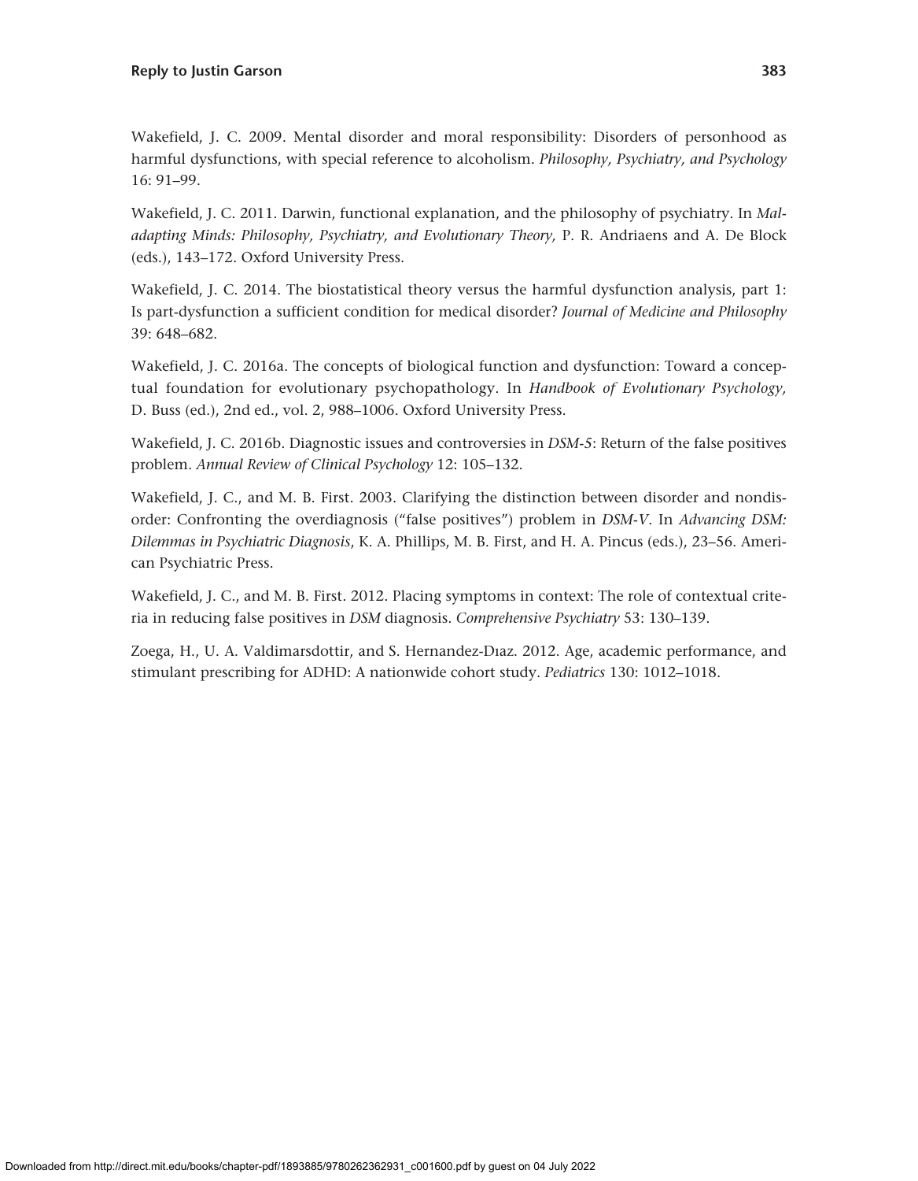Wakefield, J. C. 2009. Mental disorder and moral responsibility: Disorders of personhood as harmful dysfunctions, with special reference to alcoholism. *Philosophy, Psychiatry, and Psychology* 16: 91–99.

Wakefield, J. C. 2011. Darwin, functional explanation, and the philosophy of psychiatry. In *Maladapting Minds: Philosophy, Psychiatry, and Evolutionary Theory,* P. R. Andriaens and A. De Block (eds.), 143–172. Oxford University Press.

Wakefield, J. C. 2014. The biostatistical theory versus the harmful dysfunction analysis, part 1: Is part-dysfunction a sufficient condition for medical disorder? *Journal of Medicine and Philosophy* 39: 648–682.

Wakefield, J. C. 2016a. The concepts of biological function and dysfunction: Toward a conceptual foundation for evolutionary psychopathology. In *Handbook of Evolutionary Psychology,* D. Buss (ed.), 2nd ed., vol. 2, 988–1006. Oxford University Press.

Wakefield, J. C. 2016b. Diagnostic issues and controversies in *DSM-5*: Return of the false positives problem. *Annual Review of Clinical Psychology* 12: 105–132.

Wakefield, J. C., and M. B. First. 2003. Clarifying the distinction between disorder and nondisorder: Confronting the overdiagnosis ("false positives") problem in *DSM-V*. In *Advancing DSM: Dilemmas in Psychiatric Diagnosis*, K. A. Phillips, M. B. First, and H. A. Pincus (eds.), 23–56. American Psychiatric Press.

Wakefield, J. C., and M. B. First. 2012. Placing symptoms in context: The role of contextual criteria in reducing false positives in *DSM* diagnosis. *Comprehensive Psychiatry* 53: 130–139.

Zoega, H., U. A. Valdimarsdottir, and S. Hernandez-Dıaz. 2012. Age, academic performance, and stimulant prescribing for ADHD: A nationwide cohort study. *Pediatrics* 130: 1012–1018.